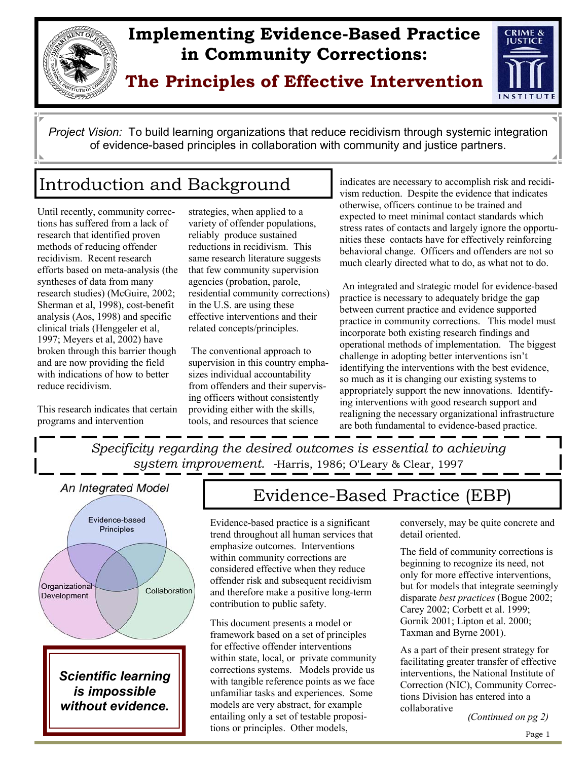# Implementing Evidence-Based Practice in Community Corrections:

## The Principles of Effective Intervention

*Project Vision:* To build learning organizations that reduce recidivism through systemic integration of evidence-based principles in collaboration with community and justice partners.

## Introduction and Background

Until recently, community corrections has suffered from a lack of research that identified proven methods of reducing offender recidivism. Recent research efforts based on meta-analysis (the syntheses of data from many research studies) (McGuire, 2002; Sherman et al, 1998), cost-benefit analysis (Aos, 1998) and specific clinical trials (Henggeler et al, 1997; Meyers et al, 2002) have broken through this barrier though and are now providing the field with indications of how to better reduce recidivism.

This research indicates that certain programs and intervention strategies, when applied to a variety of offender populations, reliably produce sustained reductions in recidivism. This same research literature suggests that few community supervision agencies (probation, parole, residential community corrections) in the U.S. are using these effective interventions and their related concepts/principles.

The conventional approach to supervision in this country emphasizes individual accountability from offenders and their supervising officers without consistently providing either with the skills, tools, and resources that science indicates are necessary to accomplish risk and recidivism reduction. Despite the evidence that indicates otherwise, officers continue to be trained and expected to meet minimal contact standards which stress rates of contacts and largely ignore the opportunities these contacts have for effectively reinforcing behavioral change. Officers and offenders are not so much clearly directed what to do, as what not to do.

An integrated and strategic model for evidence-based practice is necessary to adequately bridge the gap between current practice and evidence supported practice in community corrections. This model must incorporate both existing research findings and operational methods of implementation. The biggest challenge in adopting better interventions isn't identifying the interventions with the best evidence, so much as it is changing our existing systems to appropriately support the new innovations. Identifying interventions with good research support and realigning the necessary organizational infrastructure are both fundamental to evidence-based practice.

*Specificity regarding the desired outcomes is essential to achieving system improvement.* -Harris, 1986; O'Leary & Clear, 1997

*An Integrated Model*

Evidence-based Principles

Organizational Development

Collaboration

***Scientific learning is impossible without evidence.***

## Evidence-Based Practice (EBP)

Evidence-based practice is a significant trend throughout all human services that emphasize outcomes. Interventions within community corrections are considered effective when they reduce offender risk and subsequent recidivism and therefore make a positive long-term contribution to public safety.

This document presents a model or framework based on a set of principles for effective offender interventions within state, local, or private community corrections systems. Models provide us with tangible reference points as we face unfamiliar tasks and experiences. Some models are very abstract, for example entailing only a set of testable propositions or principles. Other models, conversely, may be quite concrete and detail oriented.

The field of community corrections is beginning to recognize its need, not only for more effective interventions, but for models that integrate seemingly disparate *best practices* (Bogue 2002; Carey 2002; Corbett et al. 1999; Gornik 2001; Lipton et al. 2000; Taxman and Byrne 2001).

As a part of their present strategy for facilitating greater transfer of effective interventions, the National Institute of Correction (NIC), Community Corrections Division has entered into a collaborative

*(Continued on pg 2)*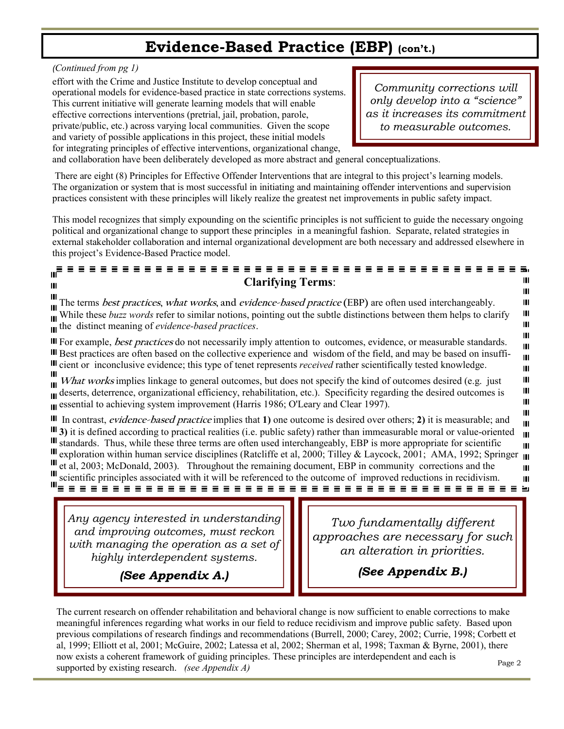# Evidence-Based Practice (EBP) (con't.)

*(Continued from pg 1)*

effort with the Crime and Justice Institute to develop conceptual and operational models for evidence-based practice in state corrections systems. This current initiative will generate learning models that will enable effective corrections interventions (pretrial, jail, probation, parole, private/public, etc.) across varying local communities. Given the scope and variety of possible applications in this project, these initial models for integrating principles of effective interventions, organizational change, and collaboration have been deliberately developed as more abstract and general conceptualizations.

> *Community corrections will only develop into a "science" as it increases its commitment to measurable outcomes.*

There are eight (8) Principles for Effective Offender Interventions that are integral to this project's learning models. The organization or system that is most successful in initiating and maintaining offender interventions and supervision practices consistent with these principles will likely realize the greatest net improvements in public safety impact.

This model recognizes that simply expounding on the scientific principles is not sufficient to guide the necessary ongoing political and organizational change to support these principles in a meaningful fashion. Separate, related strategies in external stakeholder collaboration and internal organizational development are both necessary and addressed elsewhere in this project's Evidence-Based Practice model.

## Clarifying Terms:

The terms ***best practices***, ***what works***, and ***evidence-based practice*** (EBP) are often used interchangeably. While these *buzz words* refer to similar notions, pointing out the subtle distinctions between them helps to clarify the distinct meaning of *evidence-based practices*.

For example, ***best practices*** do not necessarily imply attention to outcomes, evidence, or measurable standards. Best practices are often based on the collective experience and wisdom of the field, and may be based on insufficient or inconclusive evidence; this type of tenet represents *received* rather scientifically tested knowledge.

***What works*** implies linkage to general outcomes, but does not specify the kind of outcomes desired (e.g. just deserts, deterrence, organizational efficiency, rehabilitation, etc.). Specificity regarding the desired outcomes is essential to achieving system improvement (Harris 1986; O'Leary and Clear 1997).

In contrast, ***evidence-based practice*** implies that **1)** one outcome is desired over others; **2)** it is measurable; and **3)** it is defined according to practical realities (i.e. public safety) rather than immeasurable moral or value-oriented standards. Thus, while these three terms are often used interchangeably, EBP is more appropriate for scientific exploration within human service disciplines (Ratcliffe et al, 2000; Tilley & Laycock, 2001; AMA, 1992; Springer et al, 2003; McDonald, 2003). Throughout the remaining document, EBP in community corrections and the scientific principles associated with it will be referenced to the outcome of improved reductions in recidivism.

> *Any agency interested in understanding and improving outcomes, must reckon with managing the operation as a set of highly interdependent systems.*
>
> ***(See Appendix A.)***

> *Two fundamentally different approaches are necessary for such an alteration in priorities.*
>
> ***(See Appendix B.)***

The current research on offender rehabilitation and behavioral change is now sufficient to enable corrections to make meaningful inferences regarding what works in our field to reduce recidivism and improve public safety. Based upon previous compilations of research findings and recommendations (Burrell, 2000; Carey, 2002; Currie, 1998; Corbett et al, 1999; Elliott et al, 2001; McGuire, 2002; Latessa et al, 2002; Sherman et al, 1998; Taxman & Byrne, 2001), there now exists a coherent framework of guiding principles. These principles are interdependent and each is supported by existing research. *(see Appendix A)*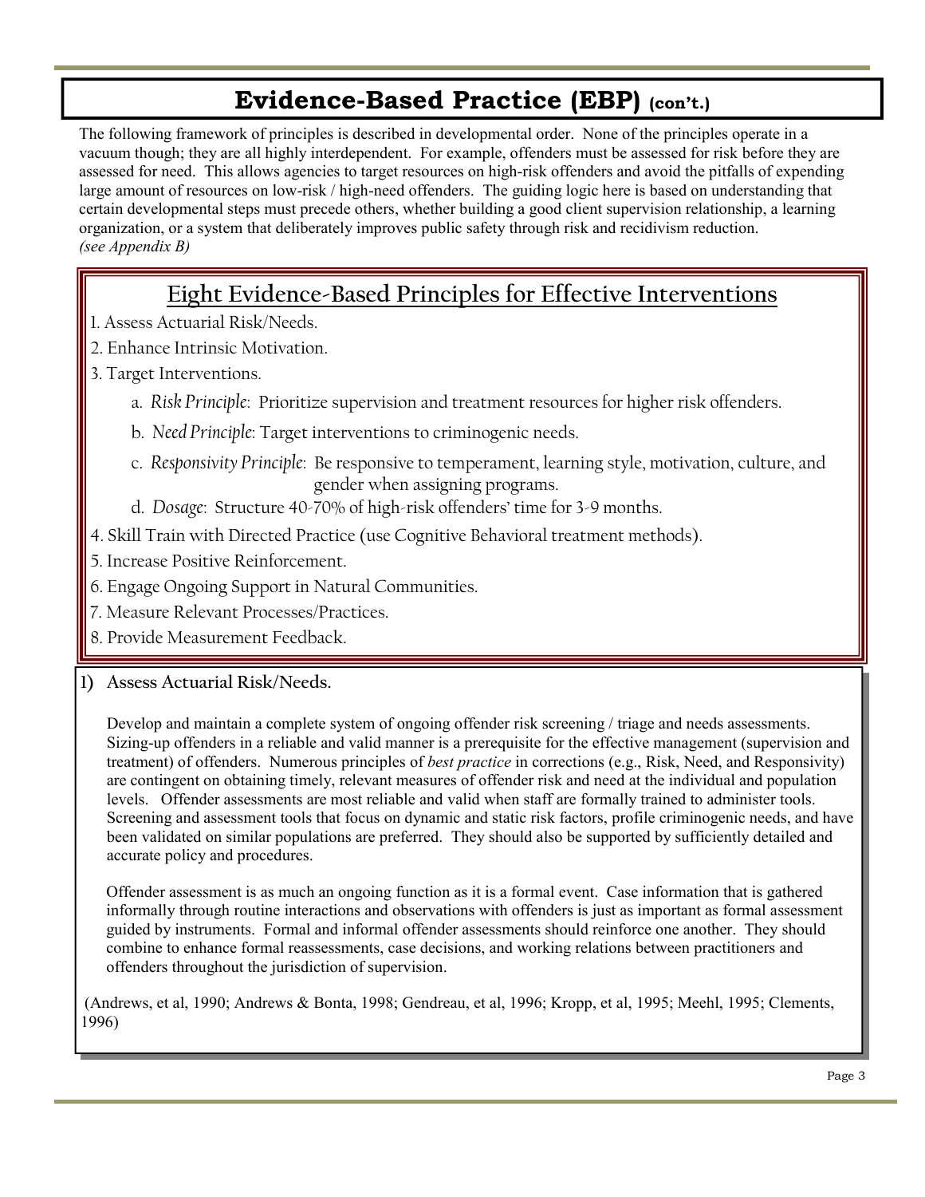# Evidence-Based Practice (EBP) (con't.)

The following framework of principles is described in developmental order. None of the principles operate in a vacuum though; they are all highly interdependent. For example, offenders must be assessed for risk before they are assessed for need. This allows agencies to target resources on high-risk offenders and avoid the pitfalls of expending large amount of resources on low-risk / high-need offenders. The guiding logic here is based on understanding that certain developmental steps must precede others, whether building a good client supervision relationship, a learning organization, or a system that deliberately improves public safety through risk and recidivism reduction.
*(see Appendix B)*

## Eight Evidence-Based Principles for Effective Interventions

1. Assess Actuarial Risk/Needs.
2. Enhance Intrinsic Motivation.
3. Target Interventions.
   a. *Risk Principle*: Prioritize supervision and treatment resources for higher risk offenders.
   b. *Need Principle*: Target interventions to criminogenic needs.
   c. *Responsivity Principle*: Be responsive to temperament, learning style, motivation, culture, and gender when assigning programs.
   d. *Dosage*: Structure 40-70% of high-risk offenders' time for 3-9 months.
4. Skill Train with Directed Practice (use Cognitive Behavioral treatment methods).
5. Increase Positive Reinforcement.
6. Engage Ongoing Support in Natural Communities.
7. Measure Relevant Processes/Practices.
8. Provide Measurement Feedback.

### 1) Assess Actuarial Risk/Needs.

Develop and maintain a complete system of ongoing offender risk screening / triage and needs assessments. Sizing-up offenders in a reliable and valid manner is a prerequisite for the effective management (supervision and treatment) of offenders. Numerous principles of *best practice* in corrections (e.g., Risk, Need, and Responsivity) are contingent on obtaining timely, relevant measures of offender risk and need at the individual and population levels. Offender assessments are most reliable and valid when staff are formally trained to administer tools. Screening and assessment tools that focus on dynamic and static risk factors, profile criminogenic needs, and have been validated on similar populations are preferred. They should also be supported by sufficiently detailed and accurate policy and procedures.

Offender assessment is as much an ongoing function as it is a formal event. Case information that is gathered informally through routine interactions and observations with offenders is just as important as formal assessment guided by instruments. Formal and informal offender assessments should reinforce one another. They should combine to enhance formal reassessments, case decisions, and working relations between practitioners and offenders throughout the jurisdiction of supervision.

(Andrews, et al, 1990; Andrews & Bonta, 1998; Gendreau, et al, 1996; Kropp, et al, 1995; Meehl, 1995; Clements, 1996)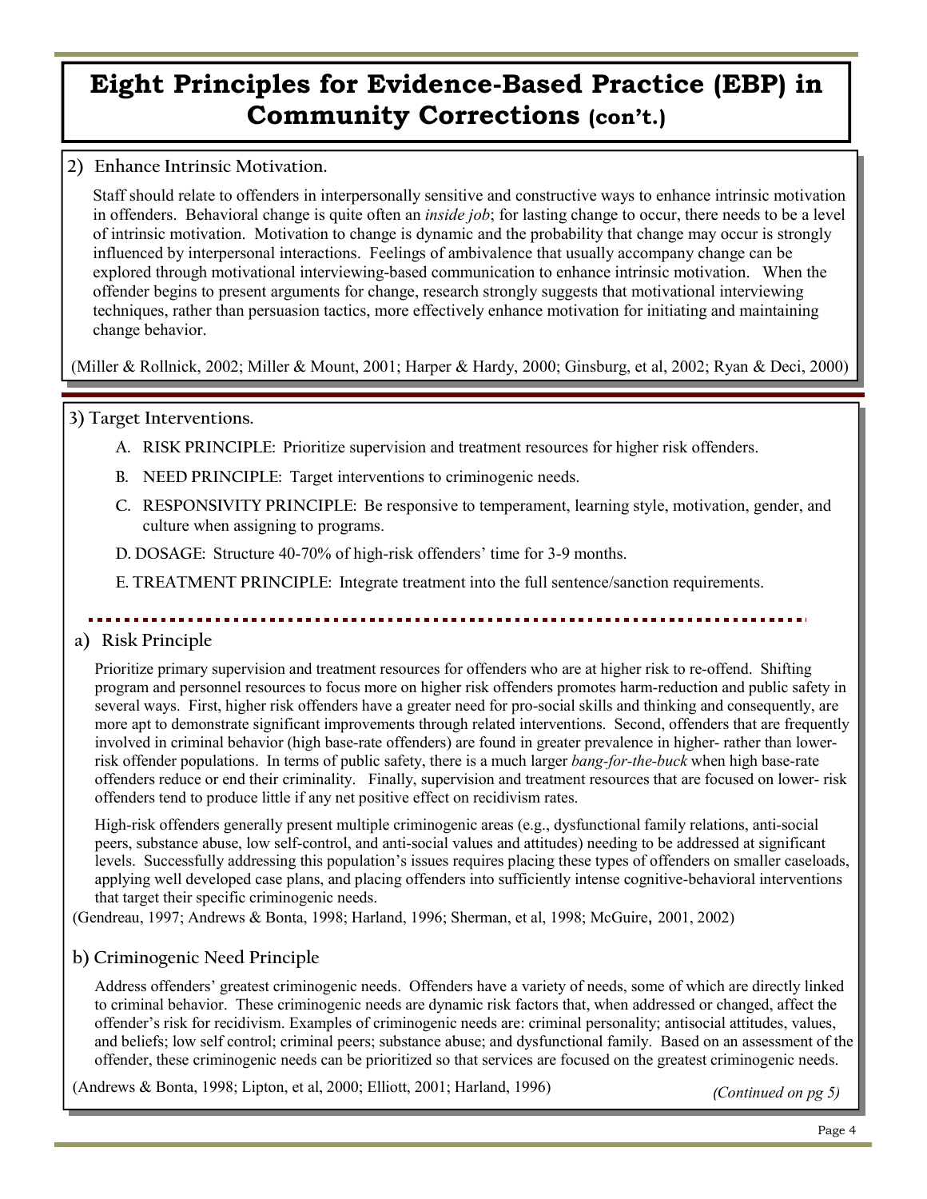# Eight Principles for Evidence-Based Practice (EBP) in Community Corrections (con't.)

## 2) Enhance Intrinsic Motivation.

Staff should relate to offenders in interpersonally sensitive and constructive ways to enhance intrinsic motivation in offenders. Behavioral change is quite often an *inside job*; for lasting change to occur, there needs to be a level of intrinsic motivation. Motivation to change is dynamic and the probability that change may occur is strongly influenced by interpersonal interactions. Feelings of ambivalence that usually accompany change can be explored through motivational interviewing-based communication to enhance intrinsic motivation. When the offender begins to present arguments for change, research strongly suggests that motivational interviewing techniques, rather than persuasion tactics, more effectively enhance motivation for initiating and maintaining change behavior.

(Miller & Rollnick, 2002; Miller & Mount, 2001; Harper & Hardy, 2000; Ginsburg, et al, 2002; Ryan & Deci, 2000)

## 3) Target Interventions.

A. RISK PRINCIPLE: Prioritize supervision and treatment resources for higher risk offenders.

B. NEED PRINCIPLE: Target interventions to criminogenic needs.

C. RESPONSIVITY PRINCIPLE: Be responsive to temperament, learning style, motivation, gender, and culture when assigning to programs.

D. DOSAGE: Structure 40-70% of high-risk offenders' time for 3-9 months.

E. TREATMENT PRINCIPLE: Integrate treatment into the full sentence/sanction requirements.

### a) Risk Principle

Prioritize primary supervision and treatment resources for offenders who are at higher risk to re-offend. Shifting program and personnel resources to focus more on higher risk offenders promotes harm-reduction and public safety in several ways. First, higher risk offenders have a greater need for pro-social skills and thinking and consequently, are more apt to demonstrate significant improvements through related interventions. Second, offenders that are frequently involved in criminal behavior (high base-rate offenders) are found in greater prevalence in higher- rather than lower-risk offender populations. In terms of public safety, there is a much larger *bang-for-the-buck* when high base-rate offenders reduce or end their criminality. Finally, supervision and treatment resources that are focused on lower- risk offenders tend to produce little if any net positive effect on recidivism rates.

High-risk offenders generally present multiple criminogenic areas (e.g., dysfunctional family relations, anti-social peers, substance abuse, low self-control, and anti-social values and attitudes) needing to be addressed at significant levels. Successfully addressing this population's issues requires placing these types of offenders on smaller caseloads, applying well developed case plans, and placing offenders into sufficiently intense cognitive-behavioral interventions that target their specific criminogenic needs.

(Gendreau, 1997; Andrews & Bonta, 1998; Harland, 1996; Sherman, et al, 1998; McGuire, 2001, 2002)

### b) Criminogenic Need Principle

Address offenders' greatest criminogenic needs. Offenders have a variety of needs, some of which are directly linked to criminal behavior. These criminogenic needs are dynamic risk factors that, when addressed or changed, affect the offender's risk for recidivism. Examples of criminogenic needs are: criminal personality; antisocial attitudes, values, and beliefs; low self control; criminal peers; substance abuse; and dysfunctional family. Based on an assessment of the offender, these criminogenic needs can be prioritized so that services are focused on the greatest criminogenic needs.

(Andrews & Bonta, 1998; Lipton, et al, 2000; Elliott, 2001; Harland, 1996)

*(Continued on pg 5)*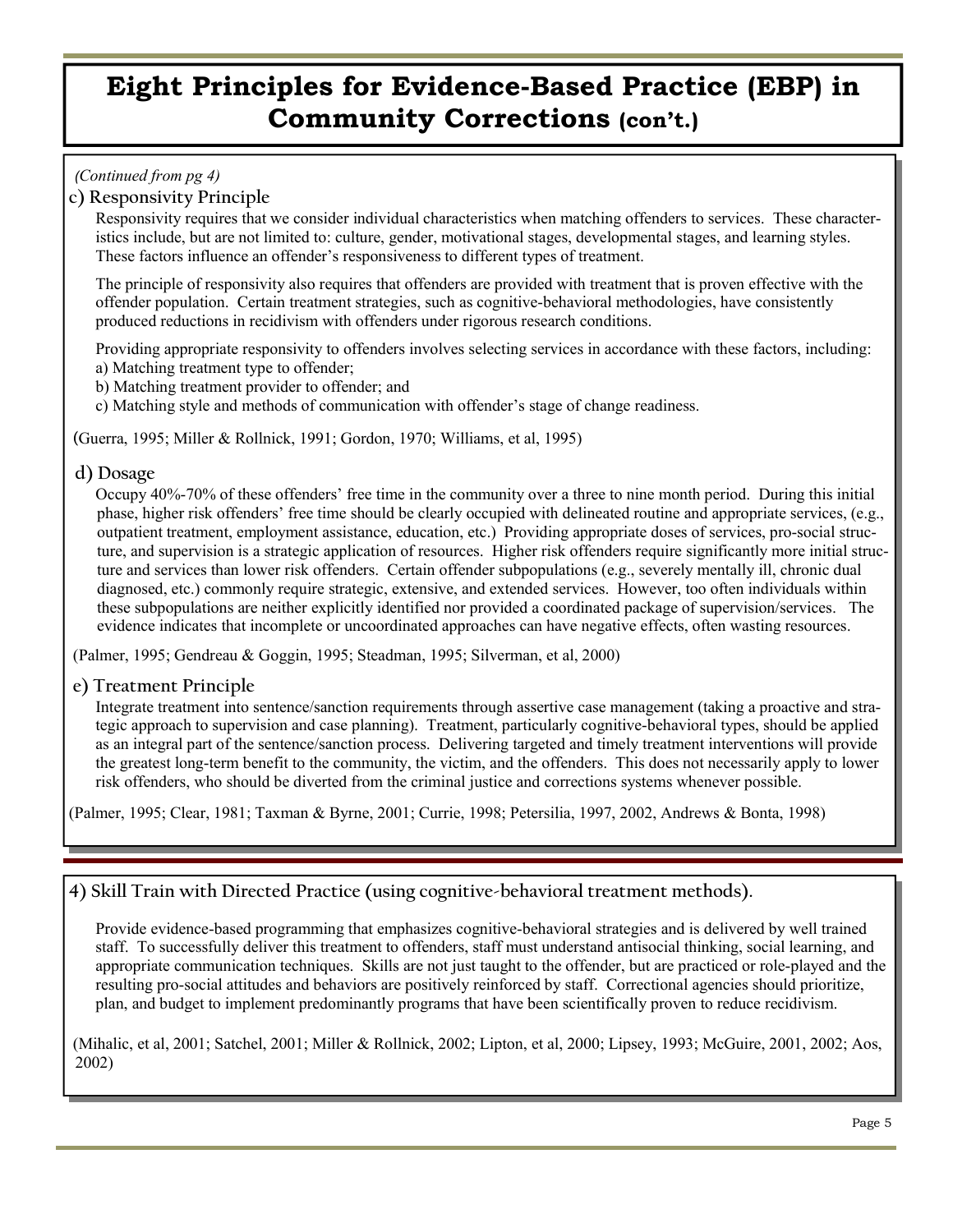# Eight Principles for Evidence-Based Practice (EBP) in Community Corrections (con't.)

*(Continued from pg 4)*

### c) Responsivity Principle

Responsivity requires that we consider individual characteristics when matching offenders to services. These characteristics include, but are not limited to: culture, gender, motivational stages, developmental stages, and learning styles. These factors influence an offender's responsiveness to different types of treatment.

The principle of responsivity also requires that offenders are provided with treatment that is proven effective with the offender population. Certain treatment strategies, such as cognitive-behavioral methodologies, have consistently produced reductions in recidivism with offenders under rigorous research conditions.

Providing appropriate responsivity to offenders involves selecting services in accordance with these factors, including:

a) Matching treatment type to offender;
b) Matching treatment provider to offender; and
c) Matching style and methods of communication with offender's stage of change readiness.

(Guerra, 1995; Miller & Rollnick, 1991; Gordon, 1970; Williams, et al, 1995)

### d) Dosage

Occupy 40%-70% of these offenders' free time in the community over a three to nine month period. During this initial phase, higher risk offenders' free time should be clearly occupied with delineated routine and appropriate services, (e.g., outpatient treatment, employment assistance, education, etc.) Providing appropriate doses of services, pro-social structure, and supervision is a strategic application of resources. Higher risk offenders require significantly more initial structure and services than lower risk offenders. Certain offender subpopulations (e.g., severely mentally ill, chronic dual diagnosed, etc.) commonly require strategic, extensive, and extended services. However, too often individuals within these subpopulations are neither explicitly identified nor provided a coordinated package of supervision/services. The evidence indicates that incomplete or uncoordinated approaches can have negative effects, often wasting resources.

(Palmer, 1995; Gendreau & Goggin, 1995; Steadman, 1995; Silverman, et al, 2000)

### e) Treatment Principle

Integrate treatment into sentence/sanction requirements through assertive case management (taking a proactive and strategic approach to supervision and case planning). Treatment, particularly cognitive-behavioral types, should be applied as an integral part of the sentence/sanction process. Delivering targeted and timely treatment interventions will provide the greatest long-term benefit to the community, the victim, and the offenders. This does not necessarily apply to lower risk offenders, who should be diverted from the criminal justice and corrections systems whenever possible.

(Palmer, 1995; Clear, 1981; Taxman & Byrne, 2001; Currie, 1998; Petersilia, 1997, 2002, Andrews & Bonta, 1998)

## 4) Skill Train with Directed Practice (using cognitive-behavioral treatment methods).

Provide evidence-based programming that emphasizes cognitive-behavioral strategies and is delivered by well trained staff. To successfully deliver this treatment to offenders, staff must understand antisocial thinking, social learning, and appropriate communication techniques. Skills are not just taught to the offender, but are practiced or role-played and the resulting pro-social attitudes and behaviors are positively reinforced by staff. Correctional agencies should prioritize, plan, and budget to implement predominantly programs that have been scientifically proven to reduce recidivism.

(Mihalic, et al, 2001; Satchel, 2001; Miller & Rollnick, 2002; Lipton, et al, 2000; Lipsey, 1993; McGuire, 2001, 2002; Aos, 2002)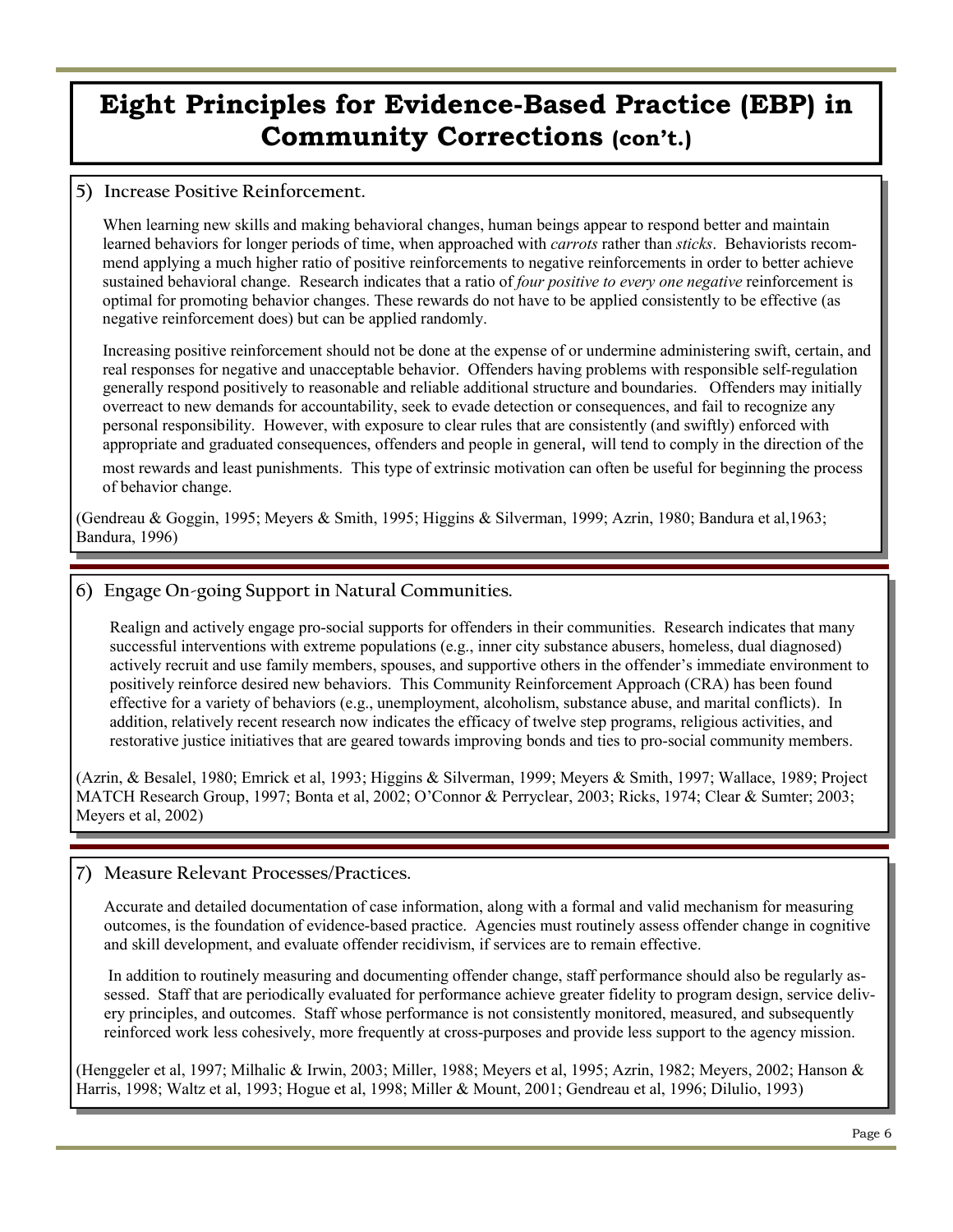# Eight Principles for Evidence-Based Practice (EBP) in Community Corrections (con't.)

## 5) Increase Positive Reinforcement.

When learning new skills and making behavioral changes, human beings appear to respond better and maintain learned behaviors for longer periods of time, when approached with *carrots* rather than *sticks*. Behaviorists recommend applying a much higher ratio of positive reinforcements to negative reinforcements in order to better achieve sustained behavioral change. Research indicates that a ratio of *four positive to every one negative* reinforcement is optimal for promoting behavior changes. These rewards do not have to be applied consistently to be effective (as negative reinforcement does) but can be applied randomly.

Increasing positive reinforcement should not be done at the expense of or undermine administering swift, certain, and real responses for negative and unacceptable behavior. Offenders having problems with responsible self-regulation generally respond positively to reasonable and reliable additional structure and boundaries. Offenders may initially overreact to new demands for accountability, seek to evade detection or consequences, and fail to recognize any personal responsibility. However, with exposure to clear rules that are consistently (and swiftly) enforced with appropriate and graduated consequences, offenders and people in general, will tend to comply in the direction of the most rewards and least punishments. This type of extrinsic motivation can often be useful for beginning the process of behavior change.

(Gendreau & Goggin, 1995; Meyers & Smith, 1995; Higgins & Silverman, 1999; Azrin, 1980; Bandura et al,1963; Bandura, 1996)

## 6) Engage On-going Support in Natural Communities.

Realign and actively engage pro-social supports for offenders in their communities. Research indicates that many successful interventions with extreme populations (e.g., inner city substance abusers, homeless, dual diagnosed) actively recruit and use family members, spouses, and supportive others in the offender's immediate environment to positively reinforce desired new behaviors. This Community Reinforcement Approach (CRA) has been found effective for a variety of behaviors (e.g., unemployment, alcoholism, substance abuse, and marital conflicts). In addition, relatively recent research now indicates the efficacy of twelve step programs, religious activities, and restorative justice initiatives that are geared towards improving bonds and ties to pro-social community members.

(Azrin, & Besalel, 1980; Emrick et al, 1993; Higgins & Silverman, 1999; Meyers & Smith, 1997; Wallace, 1989; Project MATCH Research Group, 1997; Bonta et al, 2002; O'Connor & Perryclear, 2003; Ricks, 1974; Clear & Sumter; 2003; Meyers et al, 2002)

## 7) Measure Relevant Processes/Practices.

Accurate and detailed documentation of case information, along with a formal and valid mechanism for measuring outcomes, is the foundation of evidence-based practice. Agencies must routinely assess offender change in cognitive and skill development, and evaluate offender recidivism, if services are to remain effective.

In addition to routinely measuring and documenting offender change, staff performance should also be regularly assessed. Staff that are periodically evaluated for performance achieve greater fidelity to program design, service delivery principles, and outcomes. Staff whose performance is not consistently monitored, measured, and subsequently reinforced work less cohesively, more frequently at cross-purposes and provide less support to the agency mission.

(Henggeler et al, 1997; Milhalic & Irwin, 2003; Miller, 1988; Meyers et al, 1995; Azrin, 1982; Meyers, 2002; Hanson & Harris, 1998; Waltz et al, 1993; Hogue et al, 1998; Miller & Mount, 2001; Gendreau et al, 1996; Dilulio, 1993)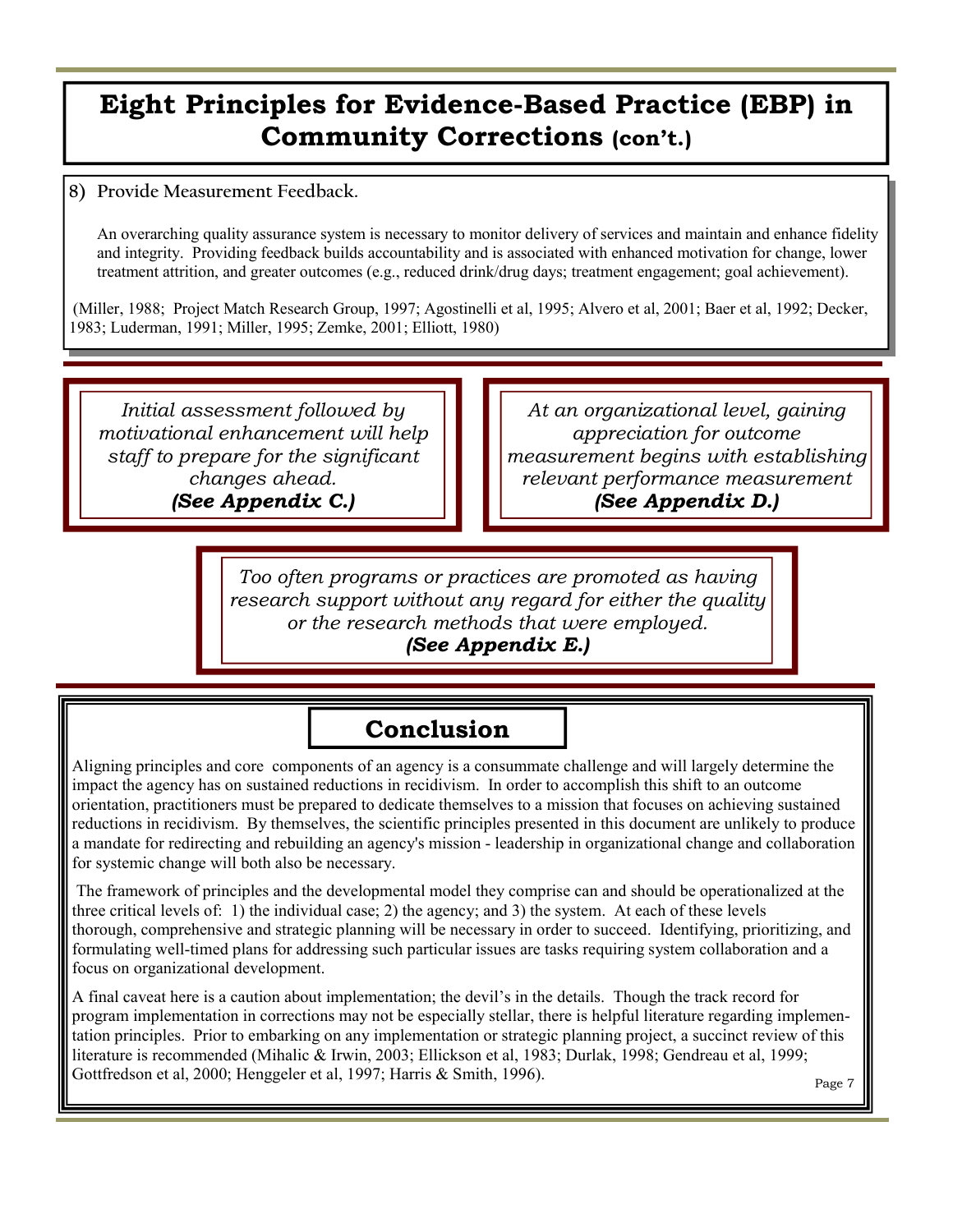# Eight Principles for Evidence-Based Practice (EBP) in Community Corrections (con't.)

8) Provide Measurement Feedback.

An overarching quality assurance system is necessary to monitor delivery of services and maintain and enhance fidelity and integrity. Providing feedback builds accountability and is associated with enhanced motivation for change, lower treatment attrition, and greater outcomes (e.g., reduced drink/drug days; treatment engagement; goal achievement).

(Miller, 1988; Project Match Research Group, 1997; Agostinelli et al, 1995; Alvero et al, 2001; Baer et al, 1992; Decker, 1983; Luderman, 1991; Miller, 1995; Zemke, 2001; Elliott, 1980)

*Initial assessment followed by motivational enhancement will help staff to prepare for the significant changes ahead.*
***(See Appendix C.)***

*At an organizational level, gaining appreciation for outcome measurement begins with establishing relevant performance measurement*
***(See Appendix D.)***

*Too often programs or practices are promoted as having research support without any regard for either the quality or the research methods that were employed.*
***(See Appendix E.)***

## Conclusion

Aligning principles and core components of an agency is a consummate challenge and will largely determine the impact the agency has on sustained reductions in recidivism. In order to accomplish this shift to an outcome orientation, practitioners must be prepared to dedicate themselves to a mission that focuses on achieving sustained reductions in recidivism. By themselves, the scientific principles presented in this document are unlikely to produce a mandate for redirecting and rebuilding an agency's mission - leadership in organizational change and collaboration for systemic change will both also be necessary.

The framework of principles and the developmental model they comprise can and should be operationalized at the three critical levels of: 1) the individual case; 2) the agency; and 3) the system. At each of these levels thorough, comprehensive and strategic planning will be necessary in order to succeed. Identifying, prioritizing, and formulating well-timed plans for addressing such particular issues are tasks requiring system collaboration and a focus on organizational development.

A final caveat here is a caution about implementation; the devil's in the details. Though the track record for program implementation in corrections may not be especially stellar, there is helpful literature regarding implementation principles. Prior to embarking on any implementation or strategic planning project, a succinct review of this literature is recommended (Mihalic & Irwin, 2003; Ellickson et al, 1983; Durlak, 1998; Gendreau et al, 1999; Gottfredson et al, 2000; Henggeler et al, 1997; Harris & Smith, 1996).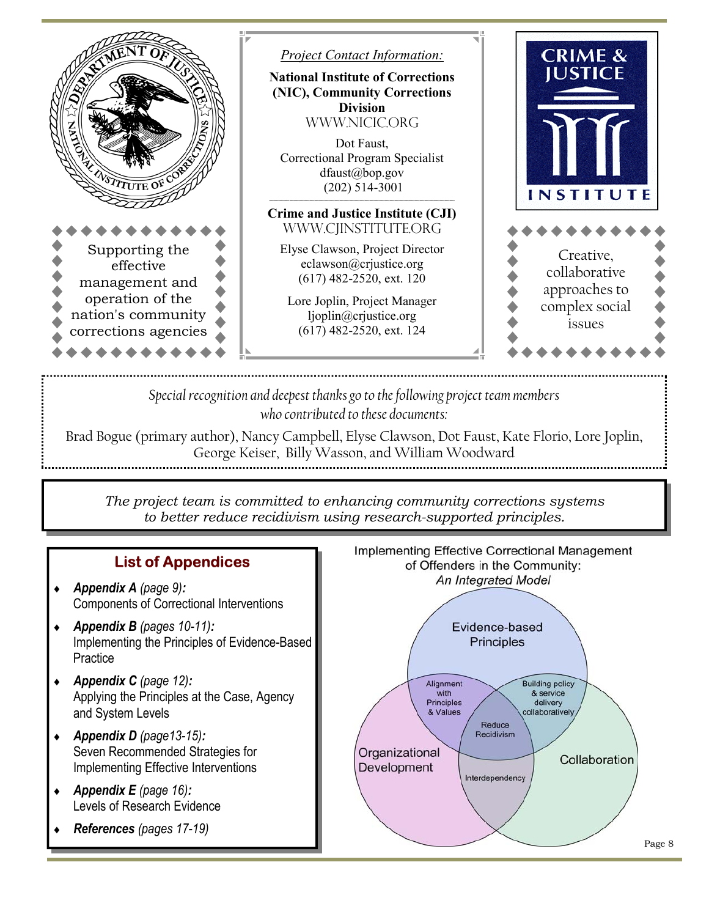Supporting the effective management and operation of the nation's community corrections agencies

*Project Contact Information:*

**National Institute of Corrections (NIC), Community Corrections Division**
WWW.NICIC.ORG

Dot Faust,
Correctional Program Specialist
dfaust@bop.gov
(202) 514-3001

**Crime and Justice Institute (CJI)**
WWW.CJINSTITUTE.ORG

Elyse Clawson, Project Director
eclawson@crjustice.org
(617) 482-2520, ext. 120

Lore Joplin, Project Manager
ljoplin@crjustice.org
(617) 482-2520, ext. 124

Creative, collaborative approaches to complex social issues

*Special recognition and deepest thanks go to the following project team members who contributed to these documents:*

Brad Bogue (primary author), Nancy Campbell, Elyse Clawson, Dot Faust, Kate Florio, Lore Joplin, George Keiser, Billy Wasson, and William Woodward

*The project team is committed to enhancing community corrections systems to better reduce recidivism using research-supported principles.*

## List of Appendices

- ***Appendix A*** *(page 9)**:*** Components of Correctional Interventions
- ***Appendix B*** *(pages 10-11)**:*** Implementing the Principles of Evidence-Based Practice
- ***Appendix C*** *(page 12)**:*** Applying the Principles at the Case, Agency and System Levels
- ***Appendix D*** *(page13-15)**:*** Seven Recommended Strategies for Implementing Effective Interventions
- ***Appendix E*** *(page 16)**:*** Levels of Research Evidence
- ***References*** *(pages 17-19)*

Implementing Effective Correctional Management of Offenders in the Community:
*An Integrated Model*

Evidence-based Principles; Organizational Development; Collaboration; Alignment with Principles & Values; Building policy & service delivery collaboratively; Interdependency; Reduce Recidivism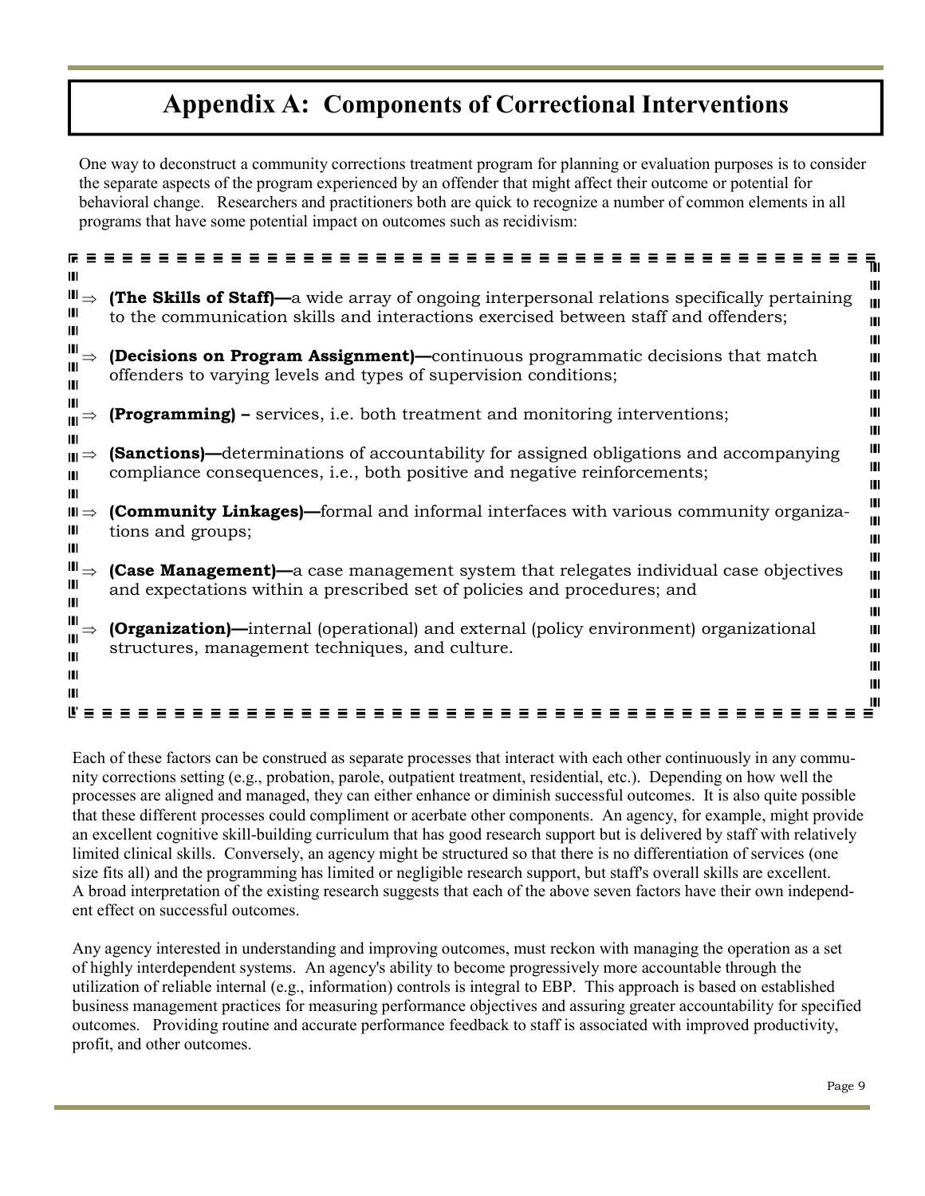# Appendix A: Components of Correctional Interventions

One way to deconstruct a community corrections treatment program for planning or evaluation purposes is to consider the separate aspects of the program experienced by an offender that might affect their outcome or potential for behavioral change. Researchers and practitioners both are quick to recognize a number of common elements in all programs that have some potential impact on outcomes such as recidivism:

- ⇒ **(The Skills of Staff)—**a wide array of ongoing interpersonal relations specifically pertaining to the communication skills and interactions exercised between staff and offenders;
- ⇒ **(Decisions on Program Assignment)—**continuous programmatic decisions that match offenders to varying levels and types of supervision conditions;
- ⇒ **(Programming) –** services, i.e. both treatment and monitoring interventions;
- ⇒ **(Sanctions)—**determinations of accountability for assigned obligations and accompanying compliance consequences, i.e., both positive and negative reinforcements;
- ⇒ **(Community Linkages)—**formal and informal interfaces with various community organizations and groups;
- ⇒ **(Case Management)—**a case management system that relegates individual case objectives and expectations within a prescribed set of policies and procedures; and
- ⇒ **(Organization)—**internal (operational) and external (policy environment) organizational structures, management techniques, and culture.

Each of these factors can be construed as separate processes that interact with each other continuously in any community corrections setting (e.g., probation, parole, outpatient treatment, residential, etc.). Depending on how well the processes are aligned and managed, they can either enhance or diminish successful outcomes. It is also quite possible that these different processes could compliment or acerbate other components. An agency, for example, might provide an excellent cognitive skill-building curriculum that has good research support but is delivered by staff with relatively limited clinical skills. Conversely, an agency might be structured so that there is no differentiation of services (one size fits all) and the programming has limited or negligible research support, but staff's overall skills are excellent. A broad interpretation of the existing research suggests that each of the above seven factors have their own independent effect on successful outcomes.

Any agency interested in understanding and improving outcomes, must reckon with managing the operation as a set of highly interdependent systems. An agency's ability to become progressively more accountable through the utilization of reliable internal (e.g., information) controls is integral to EBP. This approach is based on established business management practices for measuring performance objectives and assuring greater accountability for specified outcomes. Providing routine and accurate performance feedback to staff is associated with improved productivity, profit, and other outcomes.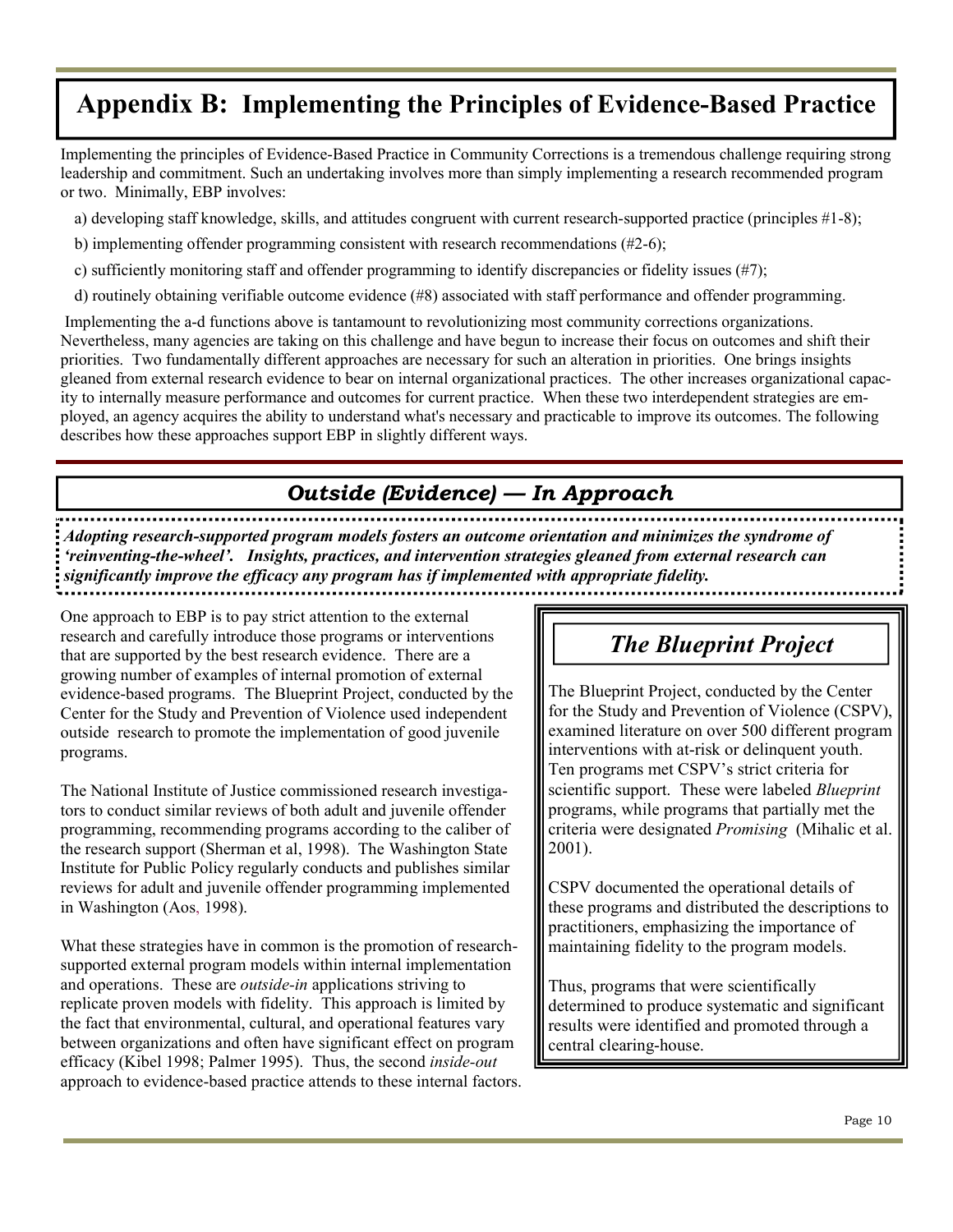# Appendix B: Implementing the Principles of Evidence-Based Practice

Implementing the principles of Evidence-Based Practice in Community Corrections is a tremendous challenge requiring strong leadership and commitment. Such an undertaking involves more than simply implementing a research recommended program or two. Minimally, EBP involves:

a) developing staff knowledge, skills, and attitudes congruent with current research-supported practice (principles #1-8);

b) implementing offender programming consistent with research recommendations (#2-6);

c) sufficiently monitoring staff and offender programming to identify discrepancies or fidelity issues (#7);

d) routinely obtaining verifiable outcome evidence (#8) associated with staff performance and offender programming.

Implementing the a-d functions above is tantamount to revolutionizing most community corrections organizations. Nevertheless, many agencies are taking on this challenge and have begun to increase their focus on outcomes and shift their priorities. Two fundamentally different approaches are necessary for such an alteration in priorities. One brings insights gleaned from external research evidence to bear on internal organizational practices. The other increases organizational capacity to internally measure performance and outcomes for current practice. When these two interdependent strategies are employed, an agency acquires the ability to understand what's necessary and practicable to improve its outcomes. The following describes how these approaches support EBP in slightly different ways.

## *Outside (Evidence) — In Approach*

***Adopting research-supported program models fosters an outcome orientation and minimizes the syndrome of 'reinventing-the-wheel'. Insights, practices, and intervention strategies gleaned from external research can significantly improve the efficacy any program has if implemented with appropriate fidelity.***

One approach to EBP is to pay strict attention to the external research and carefully introduce those programs or interventions that are supported by the best research evidence. There are a growing number of examples of internal promotion of external evidence-based programs. The Blueprint Project, conducted by the Center for the Study and Prevention of Violence used independent outside research to promote the implementation of good juvenile programs.

The National Institute of Justice commissioned research investigators to conduct similar reviews of both adult and juvenile offender programming, recommending programs according to the caliber of the research support (Sherman et al, 1998). The Washington State Institute for Public Policy regularly conducts and publishes similar reviews for adult and juvenile offender programming implemented in Washington (Aos, 1998).

What these strategies have in common is the promotion of research-supported external program models within internal implementation and operations. These are *outside-in* applications striving to replicate proven models with fidelity. This approach is limited by the fact that environmental, cultural, and operational features vary between organizations and often have significant effect on program efficacy (Kibel 1998; Palmer 1995). Thus, the second *inside-out* approach to evidence-based practice attends to these internal factors.

### *The Blueprint Project*

The Blueprint Project, conducted by the Center for the Study and Prevention of Violence (CSPV), examined literature on over 500 different program interventions with at-risk or delinquent youth. Ten programs met CSPV's strict criteria for scientific support. These were labeled *Blueprint* programs, while programs that partially met the criteria were designated *Promising* (Mihalic et al. 2001).

CSPV documented the operational details of these programs and distributed the descriptions to practitioners, emphasizing the importance of maintaining fidelity to the program models.

Thus, programs that were scientifically determined to produce systematic and significant results were identified and promoted through a central clearing-house.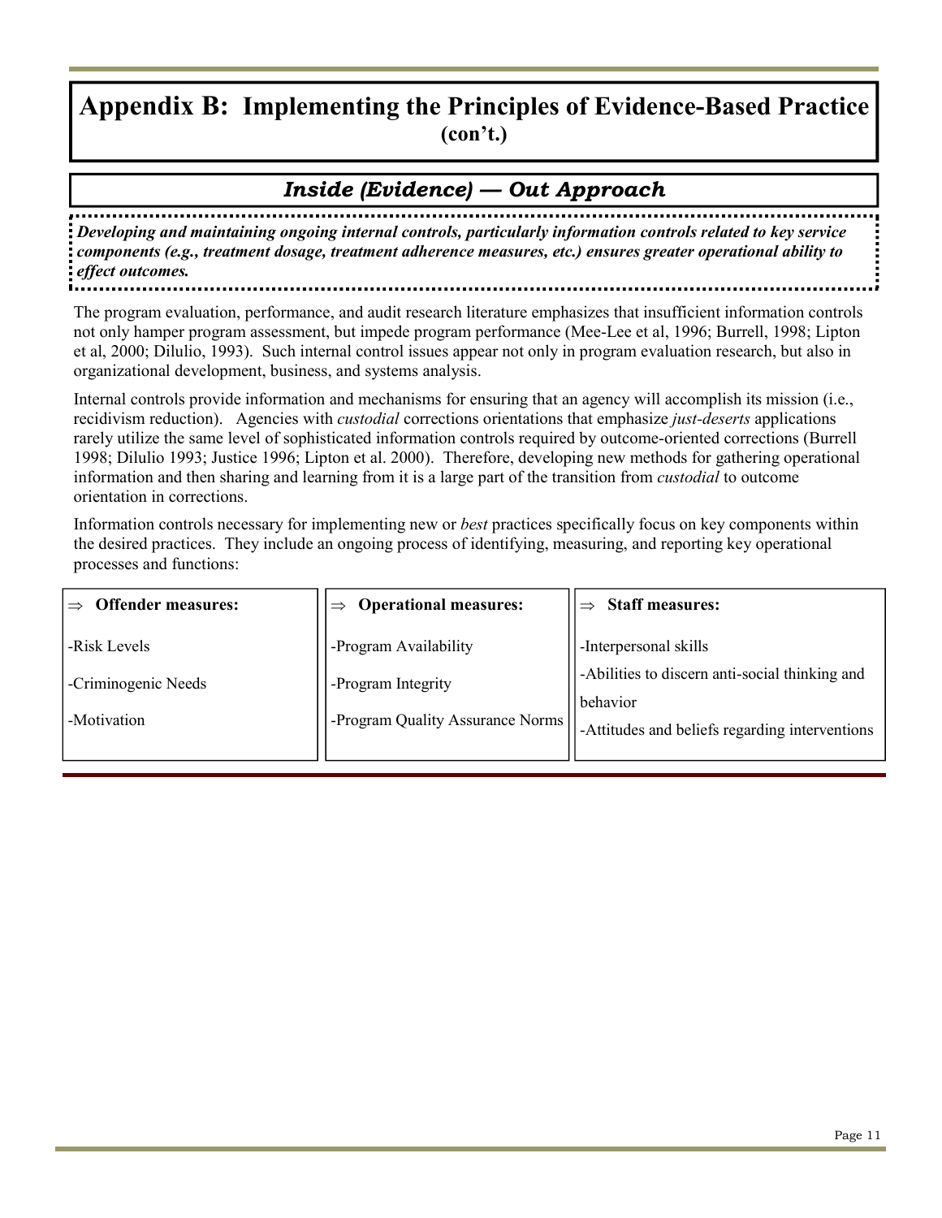# Appendix B: Implementing the Principles of Evidence-Based Practice (con't.)

## *Inside (Evidence) — Out Approach*

***Developing and maintaining ongoing internal controls, particularly information controls related to key service components (e.g., treatment dosage, treatment adherence measures, etc.) ensures greater operational ability to effect outcomes.***

The program evaluation, performance, and audit research literature emphasizes that insufficient information controls not only hamper program assessment, but impede program performance (Mee-Lee et al, 1996; Burrell, 1998; Lipton et al, 2000; Dilulio, 1993). Such internal control issues appear not only in program evaluation research, but also in organizational development, business, and systems analysis.

Internal controls provide information and mechanisms for ensuring that an agency will accomplish its mission (i.e., recidivism reduction). Agencies with *custodial* corrections orientations that emphasize *just-deserts* applications rarely utilize the same level of sophisticated information controls required by outcome-oriented corrections (Burrell 1998; Dilulio 1993; Justice 1996; Lipton et al. 2000). Therefore, developing new methods for gathering operational information and then sharing and learning from it is a large part of the transition from *custodial* to outcome orientation in corrections.

Information controls necessary for implementing new or *best* practices specifically focus on key components within the desired practices. They include an ongoing process of identifying, measuring, and reporting key operational processes and functions:

| ⇒ **Offender measures:** | ⇒ **Operational measures:** | ⇒ **Staff measures:** |
|---|---|---|
| -Risk Levels | -Program Availability | -Interpersonal skills |
| -Criminogenic Needs | -Program Integrity | -Abilities to discern anti-social thinking and behavior |
| -Motivation | -Program Quality Assurance Norms | -Attitudes and beliefs regarding interventions |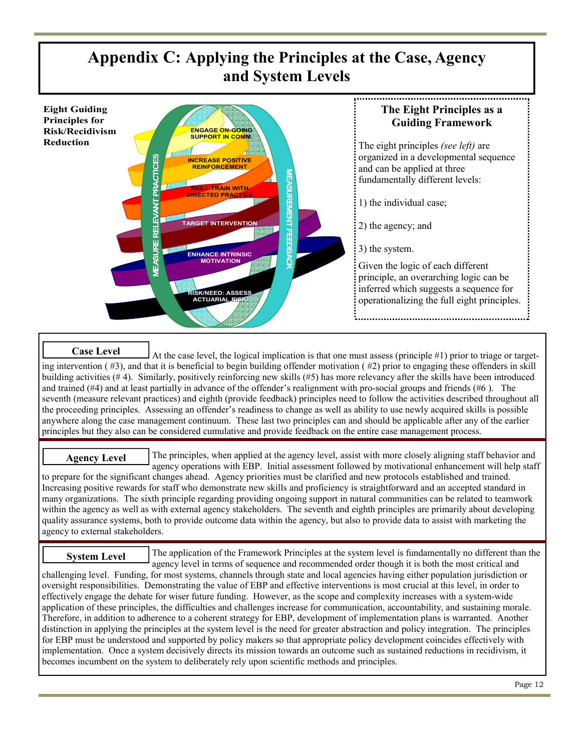# Appendix C: Applying the Principles at the Case, Agency and System Levels

**Eight Guiding Principles for Risk/Recidivism Reduction**

ENGAGE ON-GOING SUPPORT IN COMM.

INCREASE POSITIVE REINFORCEMENT

SKILL TRAIN WITH DIRECTED PRACTICE

TARGET INTERVENTION

ENHANCE INTRINSIC MOTIVATION

RISK/NEED: ASSESS ACTUARIAL RISK

MEASURE RELEVANT PRACTICES

MEASUREMENT FEEDBACK

### The Eight Principles as a Guiding Framework

The eight principles *(see left)* are organized in a developmental sequence and can be applied at three fundamentally different levels:

1) the individual case;

2) the agency; and

3) the system.

Given the logic of each different principle, an overarching logic can be inferred which suggests a sequence for operationalizing the full eight principles.

**Case Level**

At the case level, the logical implication is that one must assess (principle #1) prior to triage or targeting intervention ( #3), and that it is beneficial to begin building offender motivation ( #2) prior to engaging these offenders in skill building activities (# 4). Similarly, positively reinforcing new skills (#5) has more relevancy after the skills have been introduced and trained (#4) and at least partially in advance of the offender's realignment with pro-social groups and friends (#6 ). The seventh (measure relevant practices) and eighth (provide feedback) principles need to follow the activities described throughout all the proceeding principles. Assessing an offender's readiness to change as well as ability to use newly acquired skills is possible anywhere along the case management continuum. These last two principles can and should be applicable after any of the earlier principles but they also can be considered cumulative and provide feedback on the entire case management process.

**Agency Level**

The principles, when applied at the agency level, assist with more closely aligning staff behavior and agency operations with EBP. Initial assessment followed by motivational enhancement will help staff to prepare for the significant changes ahead. Agency priorities must be clarified and new protocols established and trained. Increasing positive rewards for staff who demonstrate new skills and proficiency is straightforward and an accepted standard in many organizations. The sixth principle regarding providing ongoing support in natural communities can be related to teamwork within the agency as well as with external agency stakeholders. The seventh and eighth principles are primarily about developing quality assurance systems, both to provide outcome data within the agency, but also to provide data to assist with marketing the agency to external stakeholders.

**System Level**

The application of the Framework Principles at the system level is fundamentally no different than the agency level in terms of sequence and recommended order though it is both the most critical and challenging level. Funding, for most systems, channels through state and local agencies having either population jurisdiction or oversight responsibilities. Demonstrating the value of EBP and effective interventions is most crucial at this level, in order to effectively engage the debate for wiser future funding. However, as the scope and complexity increases with a system-wide application of these principles, the difficulties and challenges increase for communication, accountability, and sustaining morale. Therefore, in addition to adherence to a coherent strategy for EBP, development of implementation plans is warranted. Another distinction in applying the principles at the system level is the need for greater abstraction and policy integration. The principles for EBP must be understood and supported by policy makers so that appropriate policy development coincides effectively with implementation. Once a system decisively directs its mission towards an outcome such as sustained reductions in recidivism, it becomes incumbent on the system to deliberately rely upon scientific methods and principles.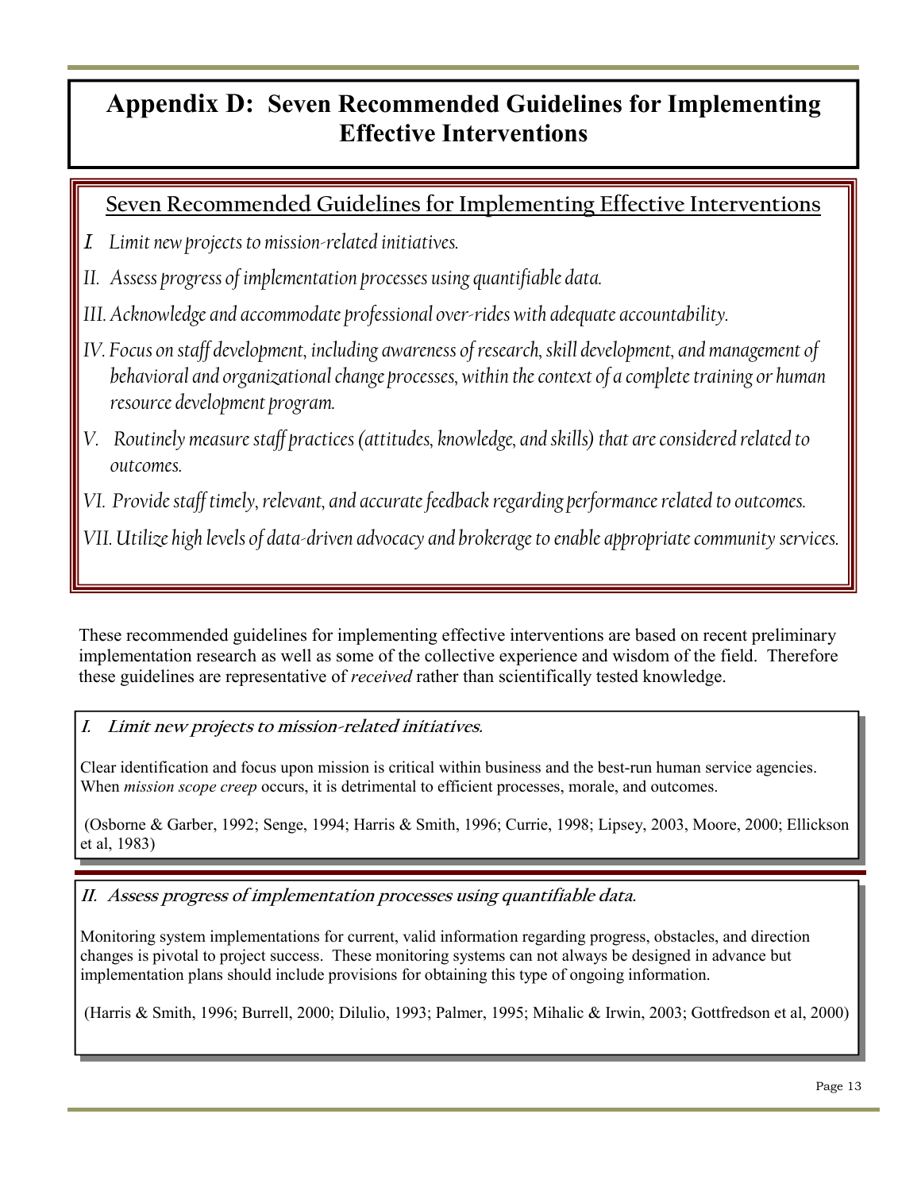# Appendix D: Seven Recommended Guidelines for Implementing Effective Interventions

## Seven Recommended Guidelines for Implementing Effective Interventions

*I. Limit new projects to mission-related initiatives.*

*II. Assess progress of implementation processes using quantifiable data.*

*III. Acknowledge and accommodate professional over-rides with adequate accountability.*

*IV. Focus on staff development, including awareness of research, skill development, and management of behavioral and organizational change processes, within the context of a complete training or human resource development program.*

*V. Routinely measure staff practices (attitudes, knowledge, and skills) that are considered related to outcomes.*

*VI. Provide staff timely, relevant, and accurate feedback regarding performance related to outcomes.*

*VII. Utilize high levels of data-driven advocacy and brokerage to enable appropriate community services.*

These recommended guidelines for implementing effective interventions are based on recent preliminary implementation research as well as some of the collective experience and wisdom of the field. Therefore these guidelines are representative of *received* rather than scientifically tested knowledge.

### *I. Limit new projects to mission-related initiatives.*

Clear identification and focus upon mission is critical within business and the best-run human service agencies. When *mission scope creep* occurs, it is detrimental to efficient processes, morale, and outcomes.

(Osborne & Garber, 1992; Senge, 1994; Harris & Smith, 1996; Currie, 1998; Lipsey, 2003, Moore, 2000; Ellickson et al, 1983)

### *II. Assess progress of implementation processes using quantifiable data.*

Monitoring system implementations for current, valid information regarding progress, obstacles, and direction changes is pivotal to project success. These monitoring systems can not always be designed in advance but implementation plans should include provisions for obtaining this type of ongoing information.

(Harris & Smith, 1996; Burrell, 2000; Dilulio, 1993; Palmer, 1995; Mihalic & Irwin, 2003; Gottfredson et al, 2000)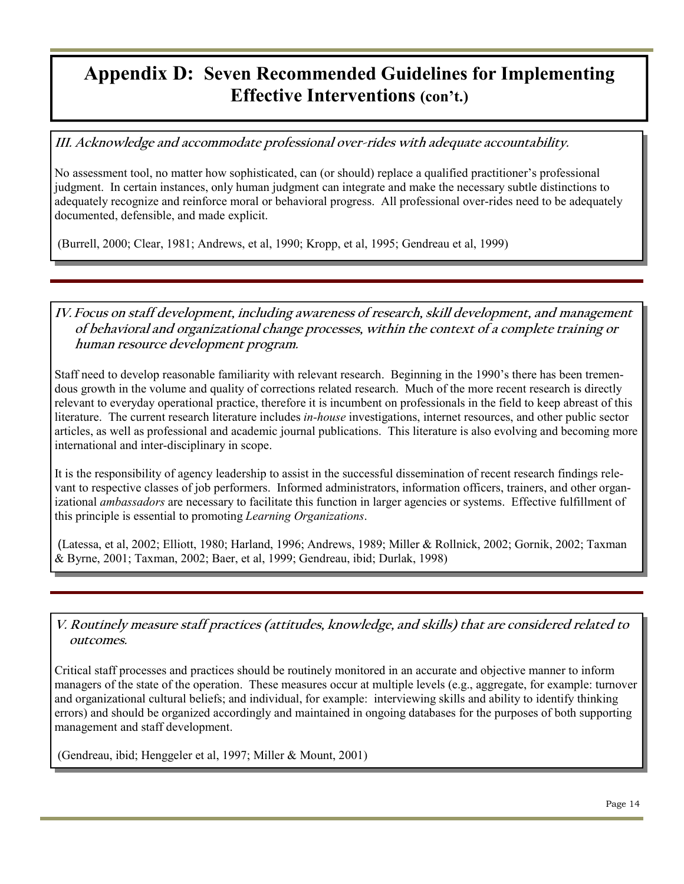# Appendix D: Seven Recommended Guidelines for Implementing Effective Interventions (con't.)

### *III. Acknowledge and accommodate professional over-rides with adequate accountability.*

No assessment tool, no matter how sophisticated, can (or should) replace a qualified practitioner's professional judgment. In certain instances, only human judgment can integrate and make the necessary subtle distinctions to adequately recognize and reinforce moral or behavioral progress. All professional over-rides need to be adequately documented, defensible, and made explicit.

(Burrell, 2000; Clear, 1981; Andrews, et al, 1990; Kropp, et al, 1995; Gendreau et al, 1999)

### *IV. Focus on staff development, including awareness of research, skill development, and management of behavioral and organizational change processes, within the context of a complete training or human resource development program.*

Staff need to develop reasonable familiarity with relevant research. Beginning in the 1990's there has been tremendous growth in the volume and quality of corrections related research. Much of the more recent research is directly relevant to everyday operational practice, therefore it is incumbent on professionals in the field to keep abreast of this literature. The current research literature includes *in-house* investigations, internet resources, and other public sector articles, as well as professional and academic journal publications. This literature is also evolving and becoming more international and inter-disciplinary in scope.

It is the responsibility of agency leadership to assist in the successful dissemination of recent research findings relevant to respective classes of job performers. Informed administrators, information officers, trainers, and other organizational *ambassadors* are necessary to facilitate this function in larger agencies or systems. Effective fulfillment of this principle is essential to promoting *Learning Organizations*.

(Latessa, et al, 2002; Elliott, 1980; Harland, 1996; Andrews, 1989; Miller & Rollnick, 2002; Gornik, 2002; Taxman & Byrne, 2001; Taxman, 2002; Baer, et al, 1999; Gendreau, ibid; Durlak, 1998)

### *V. Routinely measure staff practices (attitudes, knowledge, and skills) that are considered related to outcomes.*

Critical staff processes and practices should be routinely monitored in an accurate and objective manner to inform managers of the state of the operation. These measures occur at multiple levels (e.g., aggregate, for example: turnover and organizational cultural beliefs; and individual, for example: interviewing skills and ability to identify thinking errors) and should be organized accordingly and maintained in ongoing databases for the purposes of both supporting management and staff development.

(Gendreau, ibid; Henggeler et al, 1997; Miller & Mount, 2001)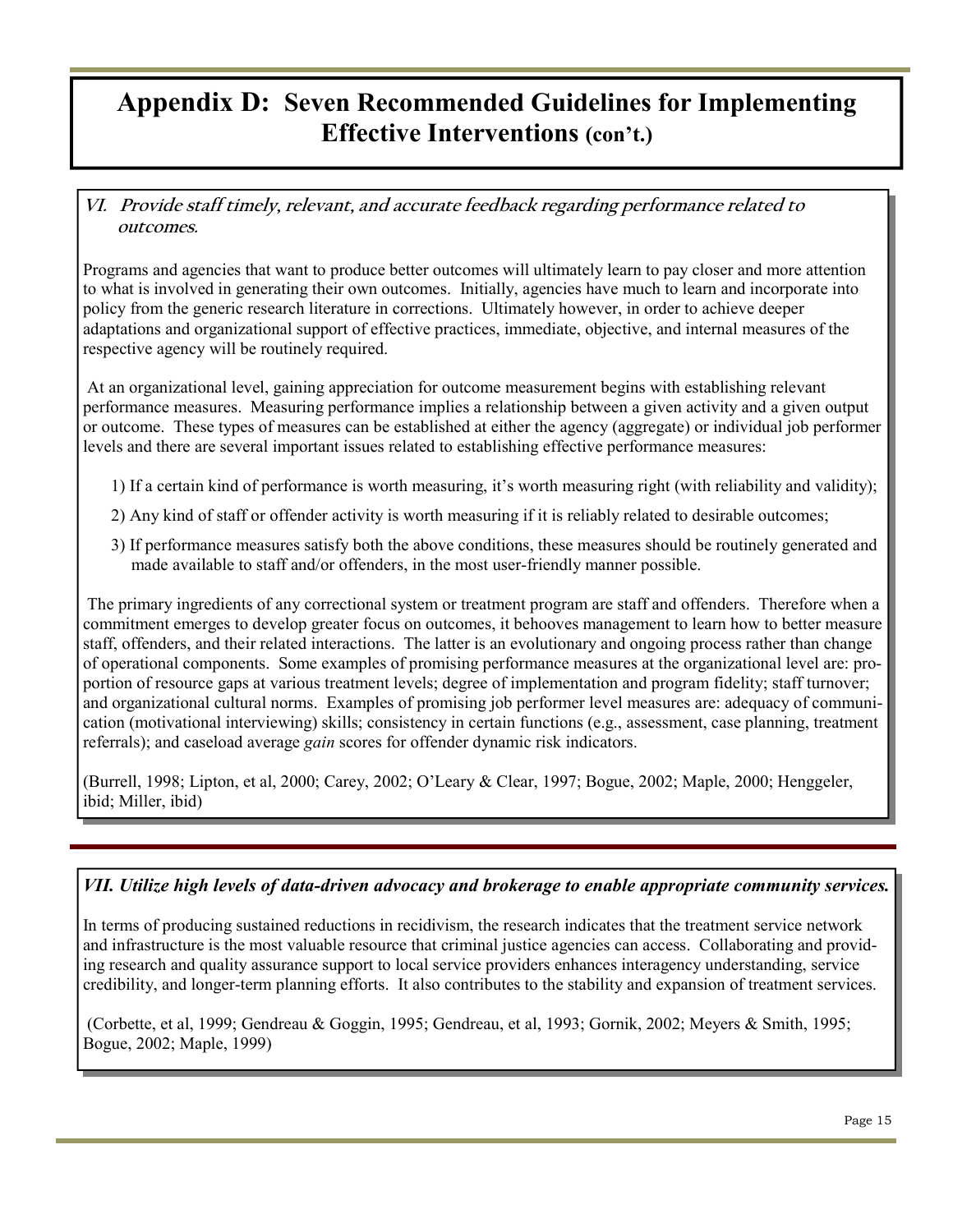# Appendix D: Seven Recommended Guidelines for Implementing Effective Interventions (con't.)

### *VI. Provide staff timely, relevant, and accurate feedback regarding performance related to outcomes.*

Programs and agencies that want to produce better outcomes will ultimately learn to pay closer and more attention to what is involved in generating their own outcomes. Initially, agencies have much to learn and incorporate into policy from the generic research literature in corrections. Ultimately however, in order to achieve deeper adaptations and organizational support of effective practices, immediate, objective, and internal measures of the respective agency will be routinely required.

At an organizational level, gaining appreciation for outcome measurement begins with establishing relevant performance measures. Measuring performance implies a relationship between a given activity and a given output or outcome. These types of measures can be established at either the agency (aggregate) or individual job performer levels and there are several important issues related to establishing effective performance measures:

1) If a certain kind of performance is worth measuring, it's worth measuring right (with reliability and validity);

2) Any kind of staff or offender activity is worth measuring if it is reliably related to desirable outcomes;

3) If performance measures satisfy both the above conditions, these measures should be routinely generated and made available to staff and/or offenders, in the most user-friendly manner possible.

The primary ingredients of any correctional system or treatment program are staff and offenders. Therefore when a commitment emerges to develop greater focus on outcomes, it behooves management to learn how to better measure staff, offenders, and their related interactions. The latter is an evolutionary and ongoing process rather than change of operational components. Some examples of promising performance measures at the organizational level are: proportion of resource gaps at various treatment levels; degree of implementation and program fidelity; staff turnover; and organizational cultural norms. Examples of promising job performer level measures are: adequacy of communication (motivational interviewing) skills; consistency in certain functions (e.g., assessment, case planning, treatment referrals); and caseload average *gain* scores for offender dynamic risk indicators.

(Burrell, 1998; Lipton, et al, 2000; Carey, 2002; O'Leary & Clear, 1997; Bogue, 2002; Maple, 2000; Henggeler, ibid; Miller, ibid)

### *VII. Utilize high levels of data-driven advocacy and brokerage to enable appropriate community services.*

In terms of producing sustained reductions in recidivism, the research indicates that the treatment service network and infrastructure is the most valuable resource that criminal justice agencies can access. Collaborating and providing research and quality assurance support to local service providers enhances interagency understanding, service credibility, and longer-term planning efforts. It also contributes to the stability and expansion of treatment services.

(Corbette, et al, 1999; Gendreau & Goggin, 1995; Gendreau, et al, 1993; Gornik, 2002; Meyers & Smith, 1995; Bogue, 2002; Maple, 1999)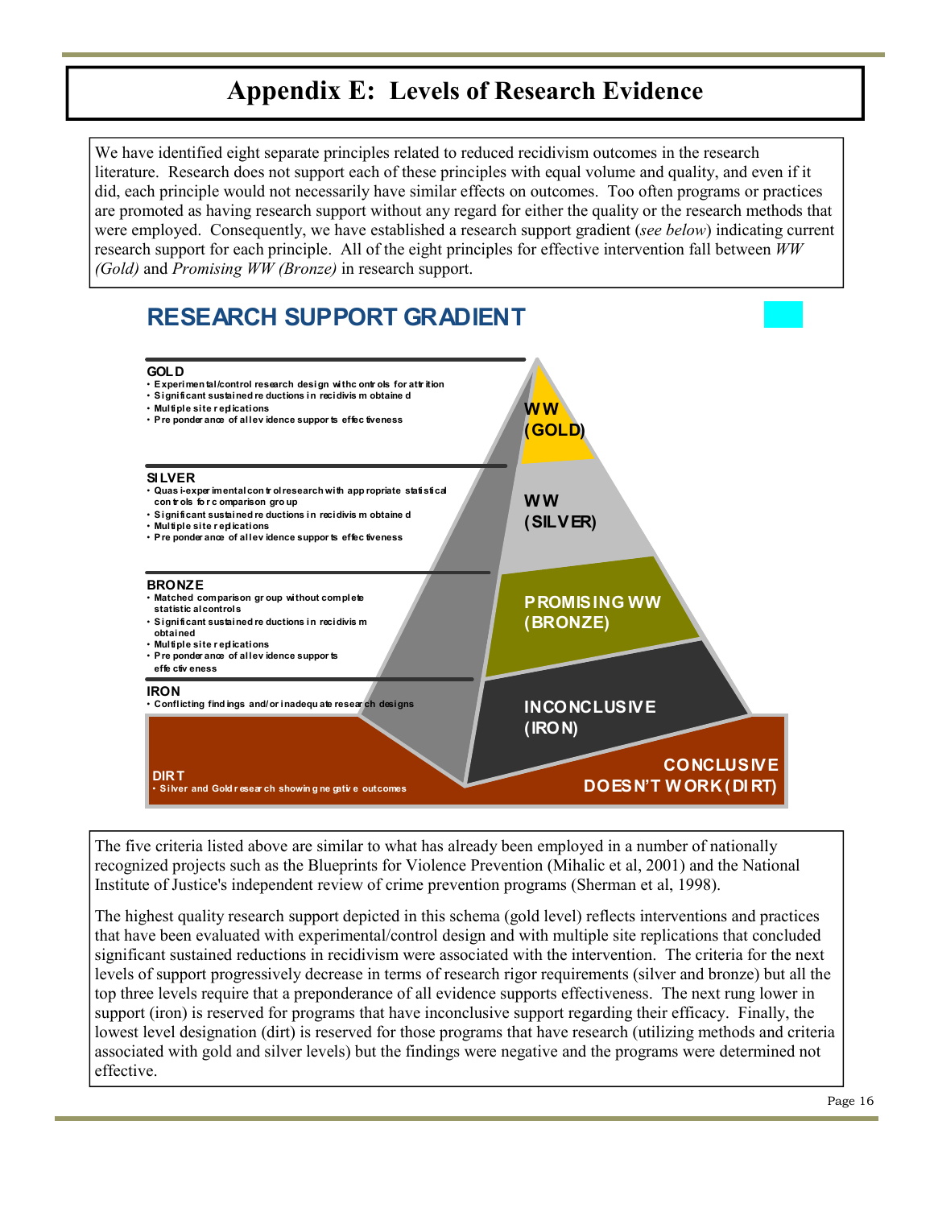# Appendix E: Levels of Research Evidence

We have identified eight separate principles related to reduced recidivism outcomes in the research literature. Research does not support each of these principles with equal volume and quality, and even if it did, each principle would not necessarily have similar effects on outcomes. Too often programs or practices are promoted as having research support without any regard for either the quality or the research methods that were employed. Consequently, we have established a research support gradient (*see below*) indicating current research support for each principle. All of the eight principles for effective intervention fall between *WW (Gold)* and *Promising WW (Bronze)* in research support.

## RESEARCH SUPPORT GRADIENT

**GOLD**
- Experimental/control research design with controls for attrition
- Significant sustained reductions in recidivism obtained
- Multiple site replications
- Preponderance of all evidence supports effectiveness

**WW (GOLD)**

**SILVER**
- Quasi-experimental control research with appropriate statistical controls for comparison group
- Significant sustained reductions in recidivism obtained
- Multiple site replications
- Preponderance of all evidence supports effectiveness

**WW (SILVER)**

**BRONZE**
- Matched comparison group without complete statistical controls
- Significant sustained reductions in recidivism obtained
- Multiple site replications
- Preponderance of all evidence supports effectiveness

**PROMISING WW (BRONZE)**

**IRON**
- Conflicting findings and/or inadequate research designs

**INCONCLUSIVE (IRON)**

**DIRT**
- Silver and Gold research showing negative outcomes

**CONCLUSIVE DOESN'T WORK (DIRT)**

The five criteria listed above are similar to what has already been employed in a number of nationally recognized projects such as the Blueprints for Violence Prevention (Mihalic et al, 2001) and the National Institute of Justice's independent review of crime prevention programs (Sherman et al, 1998).

The highest quality research support depicted in this schema (gold level) reflects interventions and practices that have been evaluated with experimental/control design and with multiple site replications that concluded significant sustained reductions in recidivism were associated with the intervention. The criteria for the next levels of support progressively decrease in terms of research rigor requirements (silver and bronze) but all the top three levels require that a preponderance of all evidence supports effectiveness. The next rung lower in support (iron) is reserved for programs that have inconclusive support regarding their efficacy. Finally, the lowest level designation (dirt) is reserved for those programs that have research (utilizing methods and criteria associated with gold and silver levels) but the findings were negative and the programs were determined not effective.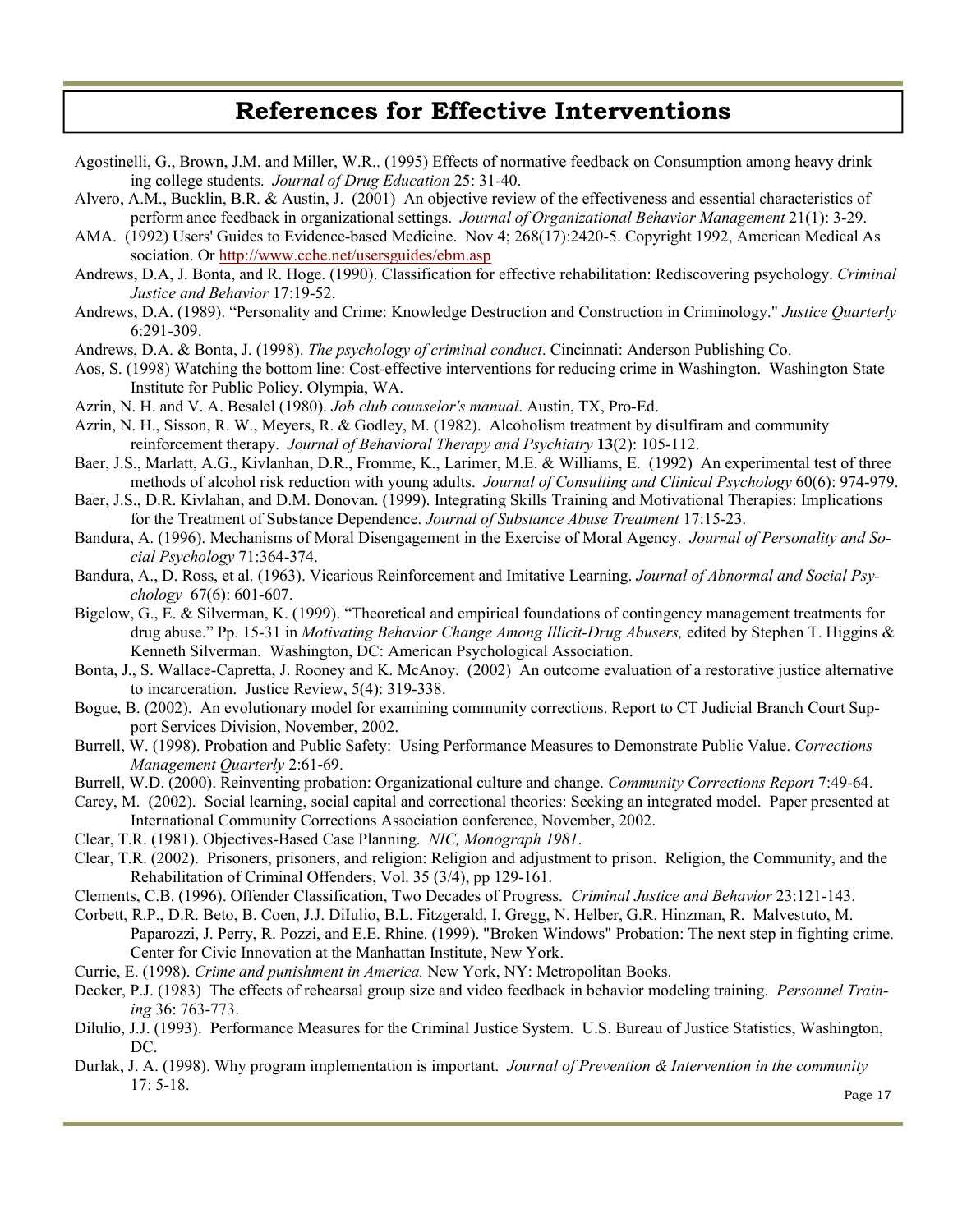# References for Effective Interventions

Agostinelli, G., Brown, J.M. and Miller, W.R.. (1995) Effects of normative feedback on Consumption among heavy drinking college students. *Journal of Drug Education* 25: 31-40.

Alvero, A.M., Bucklin, B.R. & Austin, J. (2001) An objective review of the effectiveness and essential characteristics of performance feedback in organizational settings. *Journal of Organizational Behavior Management* 21(1): 3-29.

AMA. (1992) Users' Guides to Evidence-based Medicine. Nov 4; 268(17):2420-5. Copyright 1992, American Medical Association. Or http://www.cche.net/usersguides/ebm.asp

Andrews, D.A, J. Bonta, and R. Hoge. (1990). Classification for effective rehabilitation: Rediscovering psychology. *Criminal Justice and Behavior* 17:19-52.

Andrews, D.A. (1989). "Personality and Crime: Knowledge Destruction and Construction in Criminology." *Justice Quarterly* 6:291-309.

Andrews, D.A. & Bonta, J. (1998). *The psychology of criminal conduct*. Cincinnati: Anderson Publishing Co.

Aos, S. (1998) Watching the bottom line: Cost-effective interventions for reducing crime in Washington. Washington State Institute for Public Policy. Olympia, WA.

Azrin, N. H. and V. A. Besalel (1980). *Job club counselor's manual*. Austin, TX, Pro-Ed.

Azrin, N. H., Sisson, R. W., Meyers, R. & Godley, M. (1982). Alcoholism treatment by disulfiram and community reinforcement therapy. *Journal of Behavioral Therapy and Psychiatry* **13**(2): 105-112.

Baer, J.S., Marlatt, A.G., Kivlanhan, D.R., Fromme, K., Larimer, M.E. & Williams, E. (1992) An experimental test of three methods of alcohol risk reduction with young adults. *Journal of Consulting and Clinical Psychology* 60(6): 974-979.

Baer, J.S., D.R. Kivlahan, and D.M. Donovan. (1999). Integrating Skills Training and Motivational Therapies: Implications for the Treatment of Substance Dependence. *Journal of Substance Abuse Treatment* 17:15-23.

Bandura, A. (1996). Mechanisms of Moral Disengagement in the Exercise of Moral Agency. *Journal of Personality and Social Psychology* 71:364-374.

Bandura, A., D. Ross, et al. (1963). Vicarious Reinforcement and Imitative Learning. *Journal of Abnormal and Social Psychology* 67(6): 601-607.

Bigelow, G., E. & Silverman, K. (1999). "Theoretical and empirical foundations of contingency management treatments for drug abuse." Pp. 15-31 in *Motivating Behavior Change Among Illicit-Drug Abusers,* edited by Stephen T. Higgins & Kenneth Silverman. Washington, DC: American Psychological Association.

Bonta, J., S. Wallace-Capretta, J. Rooney and K. McAnoy. (2002) An outcome evaluation of a restorative justice alternative to incarceration. Justice Review, 5(4): 319-338.

Bogue, B. (2002). An evolutionary model for examining community corrections. Report to CT Judicial Branch Court Support Services Division, November, 2002.

Burrell, W. (1998). Probation and Public Safety: Using Performance Measures to Demonstrate Public Value. *Corrections Management Quarterly* 2:61-69.

Burrell, W.D. (2000). Reinventing probation: Organizational culture and change. *Community Corrections Report* 7:49-64.

Carey, M. (2002). Social learning, social capital and correctional theories: Seeking an integrated model. Paper presented at International Community Corrections Association conference, November, 2002.

Clear, T.R. (1981). Objectives-Based Case Planning. *NIC, Monograph 1981*.

Clear, T.R. (2002). Prisoners, prisoners, and religion: Religion and adjustment to prison. Religion, the Community, and the Rehabilitation of Criminal Offenders, Vol. 35 (3/4), pp 129-161.

Clements, C.B. (1996). Offender Classification, Two Decades of Progress. *Criminal Justice and Behavior* 23:121-143.

Corbett, R.P., D.R. Beto, B. Coen, J.J. DiIulio, B.L. Fitzgerald, I. Gregg, N. Helber, G.R. Hinzman, R. Malvestuto, M. Paparozzi, J. Perry, R. Pozzi, and E.E. Rhine. (1999). "Broken Windows" Probation: The next step in fighting crime. Center for Civic Innovation at the Manhattan Institute, New York.

Currie, E. (1998). *Crime and punishment in America.* New York, NY: Metropolitan Books.

Decker, P.J. (1983) The effects of rehearsal group size and video feedback in behavior modeling training. *Personnel Training* 36: 763-773.

Dilulio, J.J. (1993). Performance Measures for the Criminal Justice System. U.S. Bureau of Justice Statistics, Washington, DC.

Durlak, J. A. (1998). Why program implementation is important. *Journal of Prevention & Intervention in the community* 17: 5-18.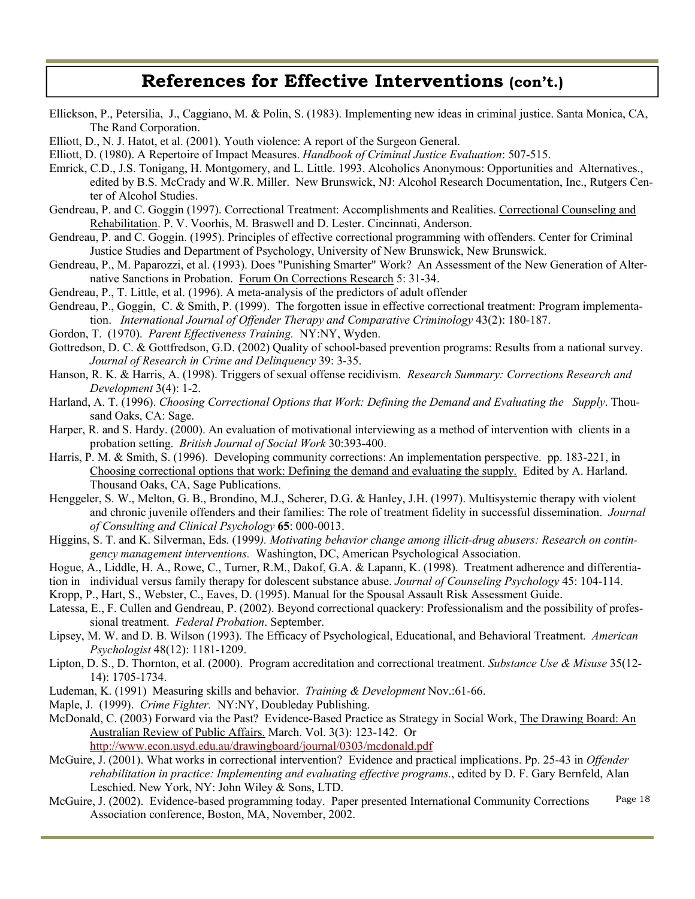## References for Effective Interventions (con't.)

Ellickson, P., Petersilia, J., Caggiano, M. & Polin, S. (1983). Implementing new ideas in criminal justice. Santa Monica, CA, The Rand Corporation.

Elliott, D., N. J. Hatot, et al. (2001). Youth violence: A report of the Surgeon General.

Elliott, D. (1980). A Repertoire of Impact Measures. *Handbook of Criminal Justice Evaluation*: 507-515.

Emrick, C.D., J.S. Tonigang, H. Montgomery, and L. Little. 1993. Alcoholics Anonymous: Opportunities and Alternatives., edited by B.S. McCrady and W.R. Miller. New Brunswick, NJ: Alcohol Research Documentation, Inc., Rutgers Center of Alcohol Studies.

Gendreau, P. and C. Goggin (1997). Correctional Treatment: Accomplishments and Realities. Correctional Counseling and Rehabilitation. P. V. Voorhis, M. Braswell and D. Lester. Cincinnati, Anderson.

Gendreau, P. and C. Goggin. (1995). Principles of effective correctional programming with offenders. Center for Criminal Justice Studies and Department of Psychology, University of New Brunswick, New Brunswick.

Gendreau, P., M. Paparozzi, et al. (1993). Does "Punishing Smarter" Work? An Assessment of the New Generation of Alternative Sanctions in Probation. Forum On Corrections Research 5: 31-34.

Gendreau, P., T. Little, et al. (1996). A meta-analysis of the predictors of adult offender

Gendreau, P., Goggin, C. & Smith, P. (1999). The forgotten issue in effective correctional treatment: Program implementation. *International Journal of Offender Therapy and Comparative Criminology* 43(2): 180-187.

Gordon, T. (1970). *Parent Effectiveness Training.* NY:NY, Wyden.

Gottredson, D. C. & Gottfredson, G.D. (2002) Quality of school-based prevention programs: Results from a national survey. *Journal of Research in Crime and Delinquency* 39: 3-35.

Hanson, R. K. & Harris, A. (1998). Triggers of sexual offense recidivism. *Research Summary: Corrections Research and Development* 3(4): 1-2.

Harland, A. T. (1996). *Choosing Correctional Options that Work: Defining the Demand and Evaluating the Supply*. Thousand Oaks, CA: Sage.

Harper, R. and S. Hardy. (2000). An evaluation of motivational interviewing as a method of intervention with clients in a probation setting. *British Journal of Social Work* 30:393-400.

Harris, P. M. & Smith, S. (1996). Developing community corrections: An implementation perspective. pp. 183-221, in Choosing correctional options that work: Defining the demand and evaluating the supply. Edited by A. Harland. Thousand Oaks, CA, Sage Publications.

Henggeler, S. W., Melton, G. B., Brondino, M.J., Scherer, D.G. & Hanley, J.H. (1997). Multisystemic therapy with violent and chronic juvenile offenders and their families: The role of treatment fidelity in successful dissemination. *Journal of Consulting and Clinical Psychology* **65**: 000-0013.

Higgins, S. T. and K. Silverman, Eds. (1999). *Motivating behavior change among illicit-drug abusers: Research on contingency management interventions.* Washington, DC, American Psychological Association.

Hogue, A., Liddle, H. A., Rowe, C., Turner, R.M., Dakof, G.A. & Lapann, K. (1998). Treatment adherence and differentiation in individual versus family therapy for dolescent substance abuse. *Journal of Counseling Psychology* 45: 104-114.

Kropp, P., Hart, S., Webster, C., Eaves, D. (1995). Manual for the Spousal Assault Risk Assessment Guide.

Latessa, E., F. Cullen and Gendreau, P. (2002). Beyond correctional quackery: Professionalism and the possibility of professional treatment. *Federal Probation*. September.

Lipsey, M. W. and D. B. Wilson (1993). The Efficacy of Psychological, Educational, and Behavioral Treatment. *American Psychologist* 48(12): 1181-1209.

Lipton, D. S., D. Thornton, et al. (2000). Program accreditation and correctional treatment. *Substance Use & Misuse* 35(12-14): 1705-1734.

Ludeman, K. (1991) Measuring skills and behavior. *Training & Development* Nov.:61-66.

Maple, J. (1999). *Crime Fighter.* NY:NY, Doubleday Publishing.

McDonald, C. (2003) Forward via the Past? Evidence-Based Practice as Strategy in Social Work, The Drawing Board: An Australian Review of Public Affairs. March. Vol. 3(3): 123-142. Or http://www.econ.usyd.edu.au/drawingboard/journal/0303/mcdonald.pdf

McGuire, J. (2001). What works in correctional intervention? Evidence and practical implications. Pp. 25-43 in *Offender rehabilitation in practice: Implementing and evaluating effective programs.*, edited by D. F. Gary Bernfeld, Alan Leschied. New York, NY: John Wiley & Sons, LTD.

McGuire, J. (2002). Evidence-based programming today. Paper presented International Community Corrections Association conference, Boston, MA, November, 2002.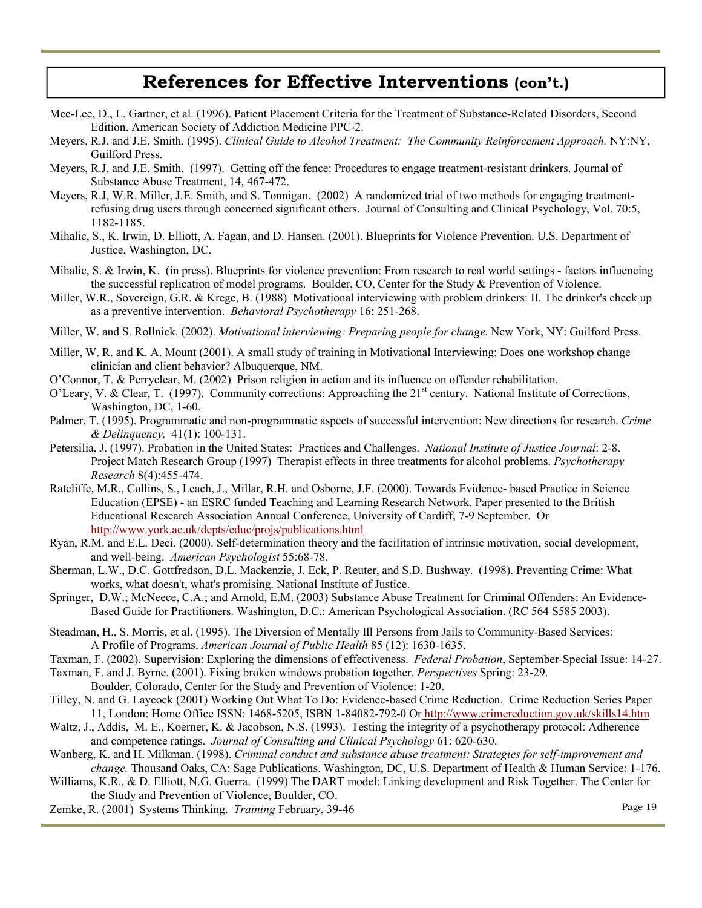## References for Effective Interventions (con't.)

Mee-Lee, D., L. Gartner, et al. (1996). Patient Placement Criteria for the Treatment of Substance-Related Disorders, Second Edition. American Society of Addiction Medicine PPC-2.

Meyers, R.J. and J.E. Smith. (1995). *Clinical Guide to Alcohol Treatment: The Community Reinforcement Approach.* NY:NY, Guilford Press.

Meyers, R.J. and J.E. Smith. (1997). Getting off the fence: Procedures to engage treatment-resistant drinkers. Journal of Substance Abuse Treatment, 14, 467-472.

Meyers, R.J, W.R. Miller, J.E. Smith, and S. Tonnigan. (2002) A randomized trial of two methods for engaging treatment-refusing drug users through concerned significant others. Journal of Consulting and Clinical Psychology, Vol. 70:5, 1182-1185.

Mihalic, S., K. Irwin, D. Elliott, A. Fagan, and D. Hansen. (2001). Blueprints for Violence Prevention. U.S. Department of Justice, Washington, DC.

Mihalic, S. & Irwin, K. (in press). Blueprints for violence prevention: From research to real world settings - factors influencing the successful replication of model programs. Boulder, CO, Center for the Study & Prevention of Violence.

Miller, W.R., Sovereign, G.R. & Krege, B. (1988) Motivational interviewing with problem drinkers: II. The drinker's check up as a preventive intervention. *Behavioral Psychotherapy* 16: 251-268.

Miller, W. and S. Rollnick. (2002). *Motivational interviewing: Preparing people for change.* New York, NY: Guilford Press.

Miller, W. R. and K. A. Mount (2001). A small study of training in Motivational Interviewing: Does one workshop change clinician and client behavior? Albuquerque, NM.

O'Connor, T. & Perryclear, M. (2002) Prison religion in action and its influence on offender rehabilitation.

O'Leary, V. & Clear, T. (1997). Community corrections: Approaching the 21st century. National Institute of Corrections, Washington, DC, 1-60.

Palmer, T. (1995). Programmatic and non-programmatic aspects of successful intervention: New directions for research. *Crime & Delinquency,* 41(1): 100-131.

Petersilia, J. (1997). Probation in the United States: Practices and Challenges. *National Institute of Justice Journal*: 2-8. Project Match Research Group (1997) Therapist effects in three treatments for alcohol problems. *Psychotherapy Research* 8(4):455-474.

Ratcliffe, M.R., Collins, S., Leach, J., Millar, R.H. and Osborne, J.F. (2000). Towards Evidence- based Practice in Science Education (EPSE) - an ESRC funded Teaching and Learning Research Network. Paper presented to the British Educational Research Association Annual Conference, University of Cardiff, 7-9 September. Or http://www.york.ac.uk/depts/educ/projs/publications.html

Ryan, R.M. and E.L. Deci. (2000). Self-determination theory and the facilitation of intrinsic motivation, social development, and well-being. *American Psychologist* 55:68-78.

Sherman, L.W., D.C. Gottfredson, D.L. Mackenzie, J. Eck, P. Reuter, and S.D. Bushway. (1998). Preventing Crime: What works, what doesn't, what's promising. National Institute of Justice.

Springer, D.W.; McNeece, C.A.; and Arnold, E.M. (2003) Substance Abuse Treatment for Criminal Offenders: An Evidence-Based Guide for Practitioners. Washington, D.C.: American Psychological Association. (RC 564 S585 2003).

Steadman, H., S. Morris, et al. (1995). The Diversion of Mentally Ill Persons from Jails to Community-Based Services: A Profile of Programs. *American Journal of Public Health* 85 (12): 1630-1635.

Taxman, F. (2002). Supervision: Exploring the dimensions of effectiveness. *Federal Probation*, September-Special Issue: 14-27.

Taxman, F. and J. Byrne. (2001). Fixing broken windows probation together. *Perspectives* Spring: 23-29. Boulder, Colorado, Center for the Study and Prevention of Violence: 1-20.

Tilley, N. and G. Laycock (2001) Working Out What To Do: Evidence-based Crime Reduction. Crime Reduction Series Paper 11, London: Home Office ISSN: 1468-5205, ISBN 1-84082-792-0 Or http://www.crimereduction.gov.uk/skills14.htm

Waltz, J., Addis, M. E., Koerner, K. & Jacobson, N.S. (1993). Testing the integrity of a psychotherapy protocol: Adherence and competence ratings. *Journal of Consulting and Clinical Psychology* 61: 620-630.

Wanberg, K. and H. Milkman. (1998). *Criminal conduct and substance abuse treatment: Strategies for self-improvement and change.* Thousand Oaks, CA: Sage Publications. Washington, DC, U.S. Department of Health & Human Service: 1-176.

Williams, K.R., & D. Elliott, N.G. Guerra. (1999) The DART model: Linking development and Risk Together. The Center for the Study and Prevention of Violence, Boulder, CO.

Zemke, R. (2001) Systems Thinking. *Training* February, 39-46